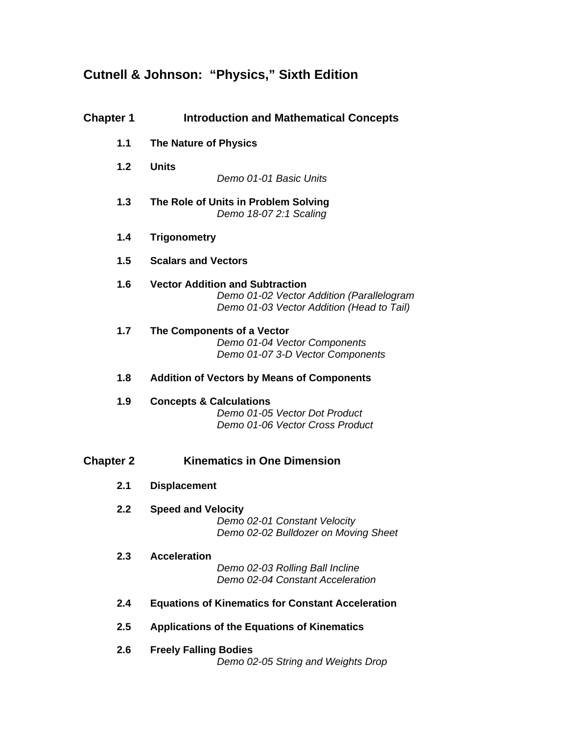# Cutnell & Johnson: "Physics," Sixth Edition

## Chapter 1 Introduction and Mathematical Concepts

**1.1 The Nature of Physics**

**1.2 Units**

*Demo 01-01 Basic Units*

**1.3 The Role of Units in Problem Solving**

*Demo 18-07 2:1 Scaling*

**1.4 Trigonometry**

**1.5 Scalars and Vectors**

**1.6 Vector Addition and Subtraction**

*Demo 01-02 Vector Addition (Parallelogram*
*Demo 01-03 Vector Addition (Head to Tail)*

**1.7 The Components of a Vector**

*Demo 01-04 Vector Components*
*Demo 01-07 3-D Vector Components*

**1.8 Addition of Vectors by Means of Components**

**1.9 Concepts & Calculations**

*Demo 01-05 Vector Dot Product*
*Demo 01-06 Vector Cross Product*

## Chapter 2 Kinematics in One Dimension

**2.1 Displacement**

**2.2 Speed and Velocity**

*Demo 02-01 Constant Velocity*
*Demo 02-02 Bulldozer on Moving Sheet*

**2.3 Acceleration**

*Demo 02-03 Rolling Ball Incline*
*Demo 02-04 Constant Acceleration*

**2.4 Equations of Kinematics for Constant Acceleration**

**2.5 Applications of the Equations of Kinematics**

**2.6 Freely Falling Bodies**

*Demo 02-05 String and Weights Drop*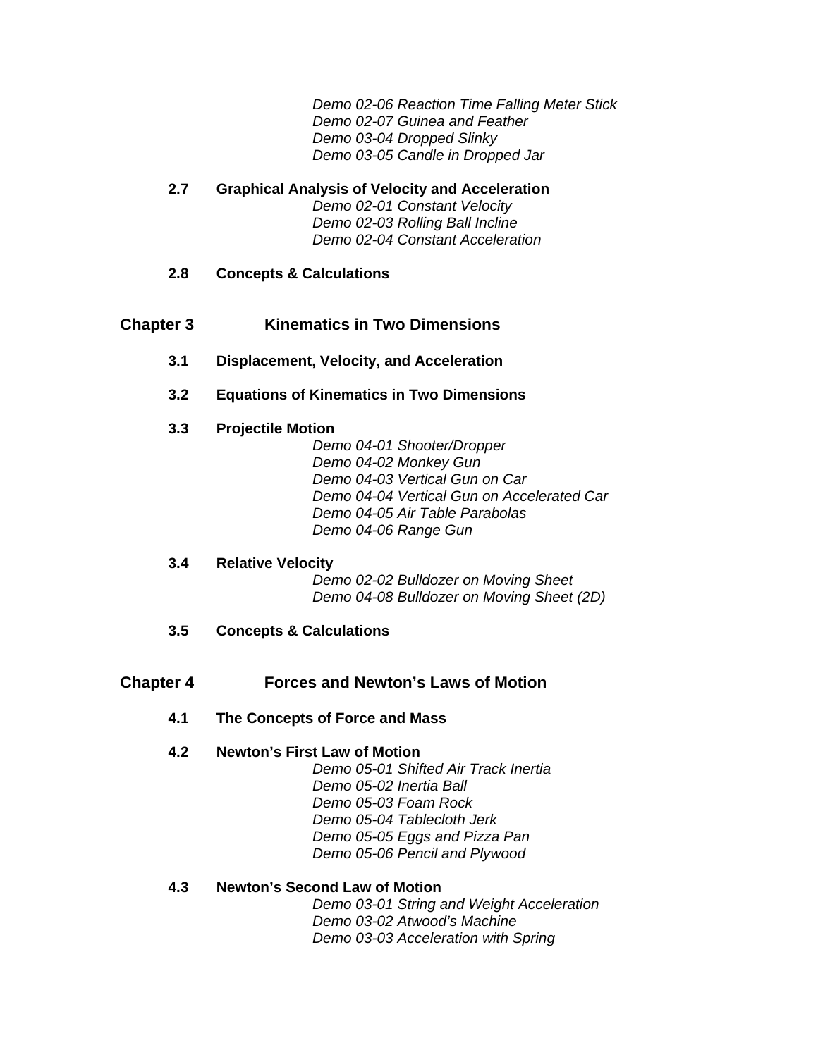*Demo 02-06 Reaction Time Falling Meter Stick*
*Demo 02-07 Guinea and Feather*
*Demo 03-04 Dropped Slinky*
*Demo 03-05 Candle in Dropped Jar*

### 2.7 Graphical Analysis of Velocity and Acceleration

*Demo 02-01 Constant Velocity*
*Demo 02-03 Rolling Ball Incline*
*Demo 02-04 Constant Acceleration*

### 2.8 Concepts & Calculations

## Chapter 3 Kinematics in Two Dimensions

### 3.1 Displacement, Velocity, and Acceleration

### 3.2 Equations of Kinematics in Two Dimensions

### 3.3 Projectile Motion

*Demo 04-01 Shooter/Dropper*
*Demo 04-02 Monkey Gun*
*Demo 04-03 Vertical Gun on Car*
*Demo 04-04 Vertical Gun on Accelerated Car*
*Demo 04-05 Air Table Parabolas*
*Demo 04-06 Range Gun*

### 3.4 Relative Velocity

*Demo 02-02 Bulldozer on Moving Sheet*
*Demo 04-08 Bulldozer on Moving Sheet (2D)*

### 3.5 Concepts & Calculations

## Chapter 4 Forces and Newton's Laws of Motion

### 4.1 The Concepts of Force and Mass

### 4.2 Newton's First Law of Motion

*Demo 05-01 Shifted Air Track Inertia*
*Demo 05-02 Inertia Ball*
*Demo 05-03 Foam Rock*
*Demo 05-04 Tablecloth Jerk*
*Demo 05-05 Eggs and Pizza Pan*
*Demo 05-06 Pencil and Plywood*

### 4.3 Newton's Second Law of Motion

*Demo 03-01 String and Weight Acceleration*
*Demo 03-02 Atwood's Machine*
*Demo 03-03 Acceleration with Spring*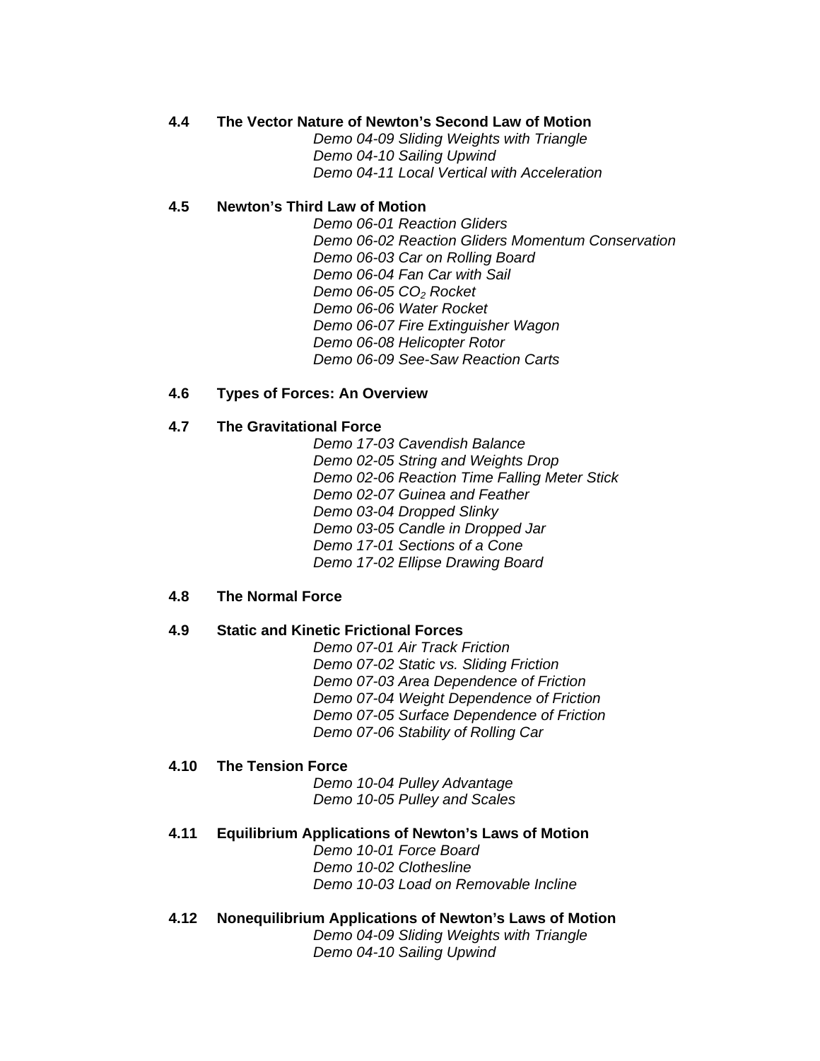**4.4 The Vector Nature of Newton's Second Law of Motion**

*Demo 04-09 Sliding Weights with Triangle*
*Demo 04-10 Sailing Upwind*
*Demo 04-11 Local Vertical with Acceleration*

**4.5 Newton's Third Law of Motion**

*Demo 06-01 Reaction Gliders*
*Demo 06-02 Reaction Gliders Momentum Conservation*
*Demo 06-03 Car on Rolling Board*
*Demo 06-04 Fan Car with Sail*
*Demo 06-05 $CO_2$ Rocket*
*Demo 06-06 Water Rocket*
*Demo 06-07 Fire Extinguisher Wagon*
*Demo 06-08 Helicopter Rotor*
*Demo 06-09 See-Saw Reaction Carts*

**4.6 Types of Forces: An Overview**

**4.7 The Gravitational Force**

*Demo 17-03 Cavendish Balance*
*Demo 02-05 String and Weights Drop*
*Demo 02-06 Reaction Time Falling Meter Stick*
*Demo 02-07 Guinea and Feather*
*Demo 03-04 Dropped Slinky*
*Demo 03-05 Candle in Dropped Jar*
*Demo 17-01 Sections of a Cone*
*Demo 17-02 Ellipse Drawing Board*

**4.8 The Normal Force**

**4.9 Static and Kinetic Frictional Forces**

*Demo 07-01 Air Track Friction*
*Demo 07-02 Static vs. Sliding Friction*
*Demo 07-03 Area Dependence of Friction*
*Demo 07-04 Weight Dependence of Friction*
*Demo 07-05 Surface Dependence of Friction*
*Demo 07-06 Stability of Rolling Car*

**4.10 The Tension Force**

*Demo 10-04 Pulley Advantage*
*Demo 10-05 Pulley and Scales*

**4.11 Equilibrium Applications of Newton's Laws of Motion**

*Demo 10-01 Force Board*
*Demo 10-02 Clothesline*
*Demo 10-03 Load on Removable Incline*

**4.12 Nonequilibrium Applications of Newton's Laws of Motion**

*Demo 04-09 Sliding Weights with Triangle*
*Demo 04-10 Sailing Upwind*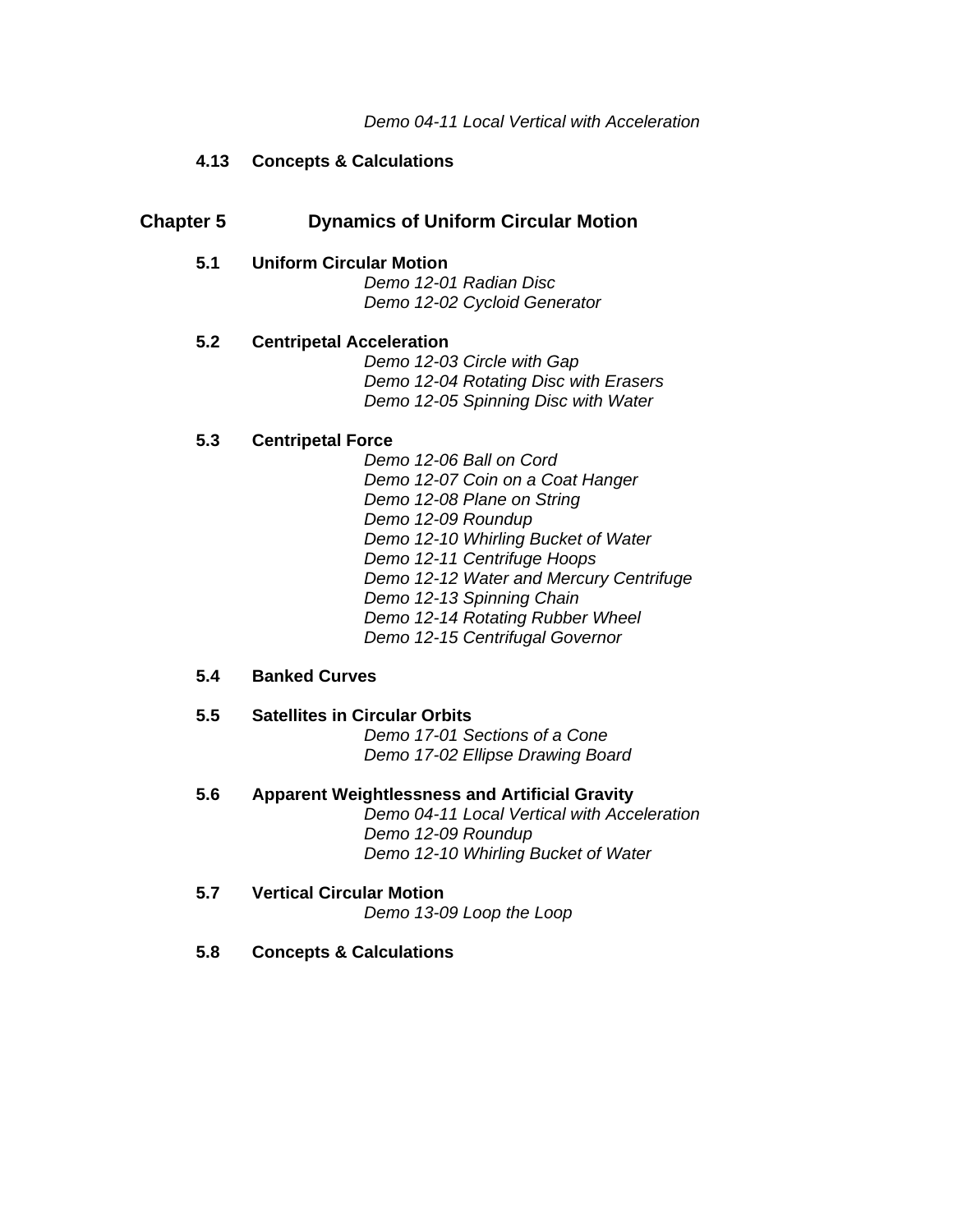*Demo 04-11 Local Vertical with Acceleration*

### 4.13 Concepts & Calculations

## Chapter 5 Dynamics of Uniform Circular Motion

### 5.1 Uniform Circular Motion

*Demo 12-01 Radian Disc*
*Demo 12-02 Cycloid Generator*

### 5.2 Centripetal Acceleration

*Demo 12-03 Circle with Gap*
*Demo 12-04 Rotating Disc with Erasers*
*Demo 12-05 Spinning Disc with Water*

### 5.3 Centripetal Force

*Demo 12-06 Ball on Cord*
*Demo 12-07 Coin on a Coat Hanger*
*Demo 12-08 Plane on String*
*Demo 12-09 Roundup*
*Demo 12-10 Whirling Bucket of Water*
*Demo 12-11 Centrifuge Hoops*
*Demo 12-12 Water and Mercury Centrifuge*
*Demo 12-13 Spinning Chain*
*Demo 12-14 Rotating Rubber Wheel*
*Demo 12-15 Centrifugal Governor*

### 5.4 Banked Curves

### 5.5 Satellites in Circular Orbits

*Demo 17-01 Sections of a Cone*
*Demo 17-02 Ellipse Drawing Board*

### 5.6 Apparent Weightlessness and Artificial Gravity

*Demo 04-11 Local Vertical with Acceleration*
*Demo 12-09 Roundup*
*Demo 12-10 Whirling Bucket of Water*

### 5.7 Vertical Circular Motion

*Demo 13-09 Loop the Loop*

### 5.8 Concepts & Calculations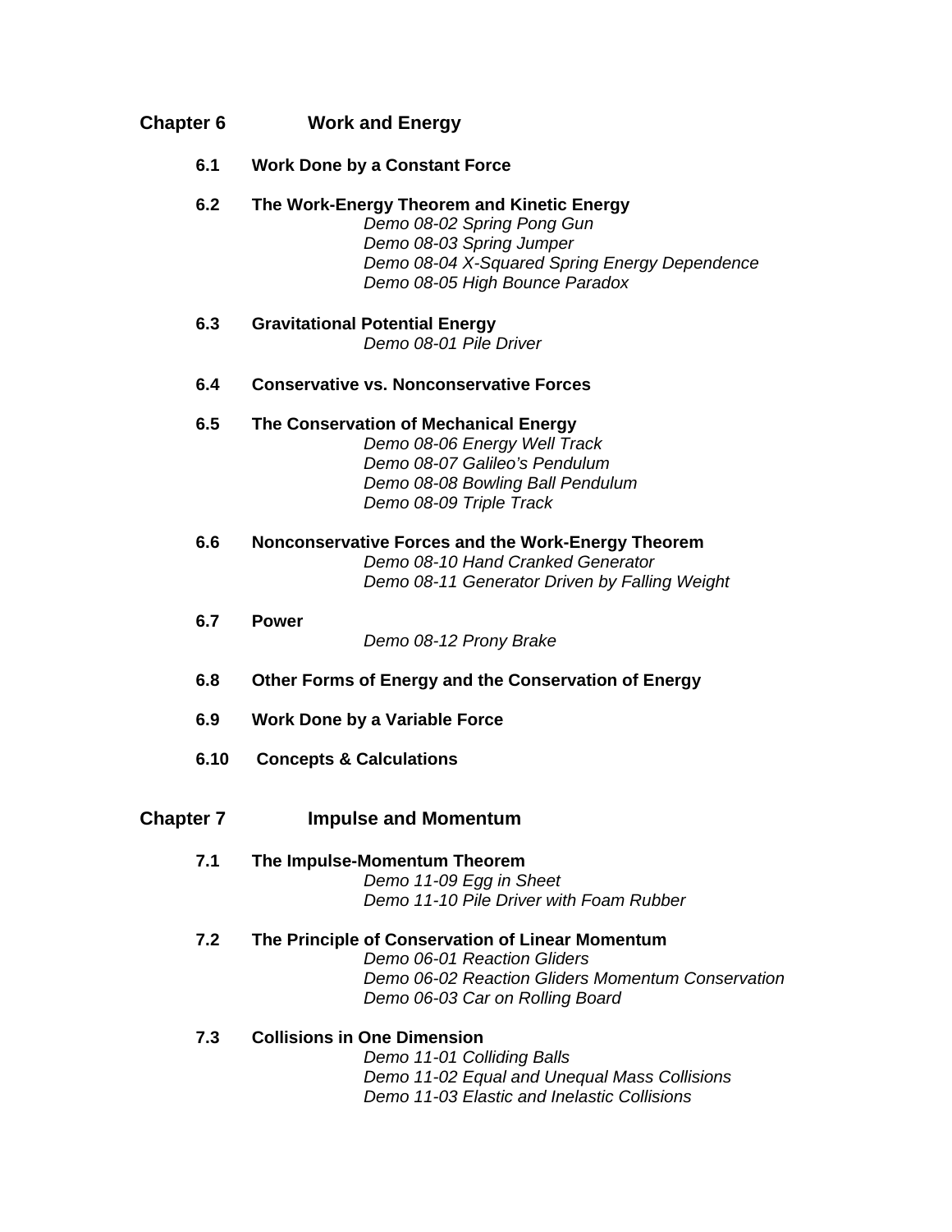## Chapter 6 Work and Energy

### 6.1 Work Done by a Constant Force

### 6.2 The Work-Energy Theorem and Kinetic Energy

*Demo 08-02 Spring Pong Gun*
*Demo 08-03 Spring Jumper*
*Demo 08-04 X-Squared Spring Energy Dependence*
*Demo 08-05 High Bounce Paradox*

### 6.3 Gravitational Potential Energy

*Demo 08-01 Pile Driver*

### 6.4 Conservative vs. Nonconservative Forces

### 6.5 The Conservation of Mechanical Energy

*Demo 08-06 Energy Well Track*
*Demo 08-07 Galileo's Pendulum*
*Demo 08-08 Bowling Ball Pendulum*
*Demo 08-09 Triple Track*

### 6.6 Nonconservative Forces and the Work-Energy Theorem

*Demo 08-10 Hand Cranked Generator*
*Demo 08-11 Generator Driven by Falling Weight*

### 6.7 Power

*Demo 08-12 Prony Brake*

### 6.8 Other Forms of Energy and the Conservation of Energy

### 6.9 Work Done by a Variable Force

### 6.10 Concepts & Calculations

## Chapter 7 Impulse and Momentum

### 7.1 The Impulse-Momentum Theorem

*Demo 11-09 Egg in Sheet*
*Demo 11-10 Pile Driver with Foam Rubber*

### 7.2 The Principle of Conservation of Linear Momentum

*Demo 06-01 Reaction Gliders*
*Demo 06-02 Reaction Gliders Momentum Conservation*
*Demo 06-03 Car on Rolling Board*

### 7.3 Collisions in One Dimension

*Demo 11-01 Colliding Balls*
*Demo 11-02 Equal and Unequal Mass Collisions*
*Demo 11-03 Elastic and Inelastic Collisions*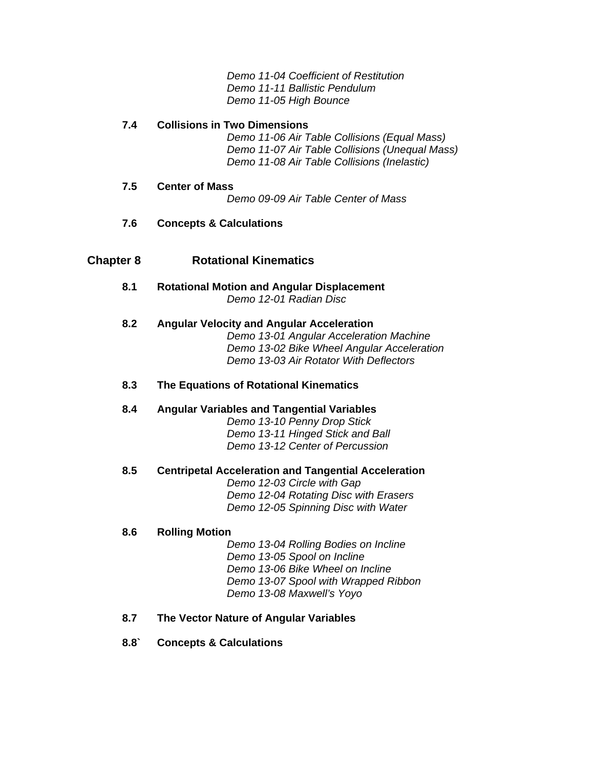*Demo 11-04 Coefficient of Restitution*
*Demo 11-11 Ballistic Pendulum*
*Demo 11-05 High Bounce*

**7.4 Collisions in Two Dimensions**

*Demo 11-06 Air Table Collisions (Equal Mass)*
*Demo 11-07 Air Table Collisions (Unequal Mass)*
*Demo 11-08 Air Table Collisions (Inelastic)*

**7.5 Center of Mass**

*Demo 09-09 Air Table Center of Mass*

**7.6 Concepts & Calculations**

## Chapter 8 Rotational Kinematics

**8.1 Rotational Motion and Angular Displacement**

*Demo 12-01 Radian Disc*

**8.2 Angular Velocity and Angular Acceleration**

*Demo 13-01 Angular Acceleration Machine*
*Demo 13-02 Bike Wheel Angular Acceleration*
*Demo 13-03 Air Rotator With Deflectors*

**8.3 The Equations of Rotational Kinematics**

**8.4 Angular Variables and Tangential Variables**

*Demo 13-10 Penny Drop Stick*
*Demo 13-11 Hinged Stick and Ball*
*Demo 13-12 Center of Percussion*

**8.5 Centripetal Acceleration and Tangential Acceleration**

*Demo 12-03 Circle with Gap*
*Demo 12-04 Rotating Disc with Erasers*
*Demo 12-05 Spinning Disc with Water*

**8.6 Rolling Motion**

*Demo 13-04 Rolling Bodies on Incline*
*Demo 13-05 Spool on Incline*
*Demo 13-06 Bike Wheel on Incline*
*Demo 13-07 Spool with Wrapped Ribbon*
*Demo 13-08 Maxwell's Yoyo*

**8.7 The Vector Nature of Angular Variables**

**8.8` Concepts & Calculations**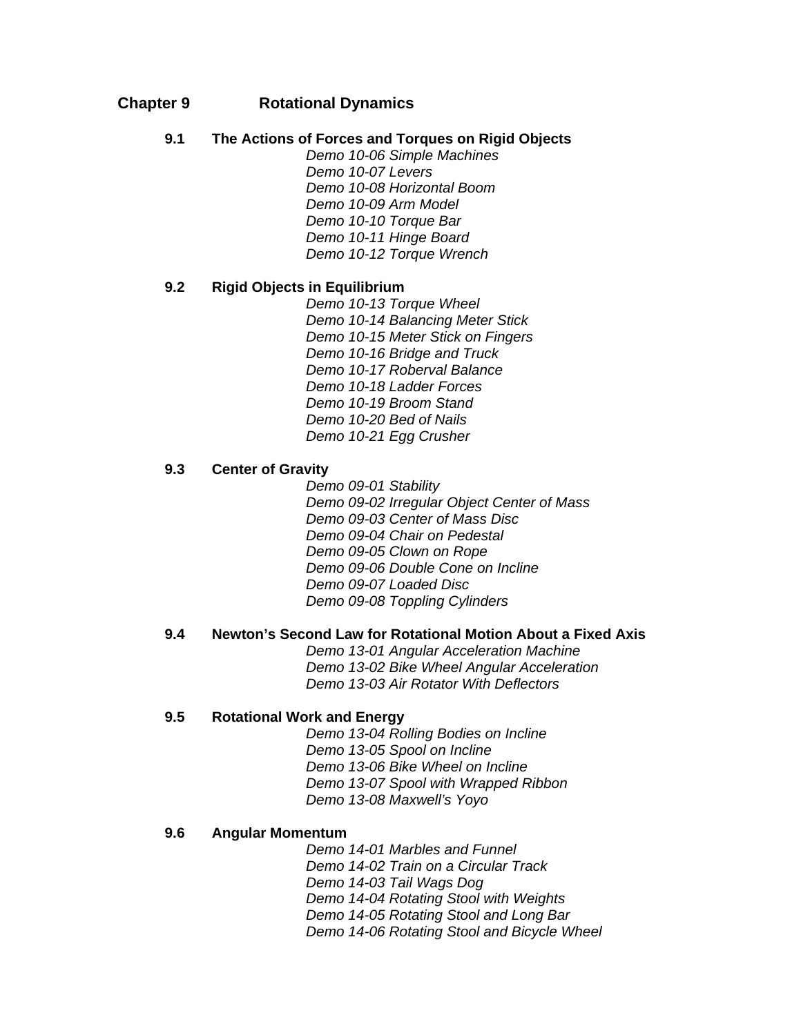# Chapter 9 Rotational Dynamics

## 9.1 The Actions of Forces and Torques on Rigid Objects

*Demo 10-06 Simple Machines*
*Demo 10-07 Levers*
*Demo 10-08 Horizontal Boom*
*Demo 10-09 Arm Model*
*Demo 10-10 Torque Bar*
*Demo 10-11 Hinge Board*
*Demo 10-12 Torque Wrench*

## 9.2 Rigid Objects in Equilibrium

*Demo 10-13 Torque Wheel*
*Demo 10-14 Balancing Meter Stick*
*Demo 10-15 Meter Stick on Fingers*
*Demo 10-16 Bridge and Truck*
*Demo 10-17 Roberval Balance*
*Demo 10-18 Ladder Forces*
*Demo 10-19 Broom Stand*
*Demo 10-20 Bed of Nails*
*Demo 10-21 Egg Crusher*

## 9.3 Center of Gravity

*Demo 09-01 Stability*
*Demo 09-02 Irregular Object Center of Mass*
*Demo 09-03 Center of Mass Disc*
*Demo 09-04 Chair on Pedestal*
*Demo 09-05 Clown on Rope*
*Demo 09-06 Double Cone on Incline*
*Demo 09-07 Loaded Disc*
*Demo 09-08 Toppling Cylinders*

## 9.4 Newton's Second Law for Rotational Motion About a Fixed Axis

*Demo 13-01 Angular Acceleration Machine*
*Demo 13-02 Bike Wheel Angular Acceleration*
*Demo 13-03 Air Rotator With Deflectors*

## 9.5 Rotational Work and Energy

*Demo 13-04 Rolling Bodies on Incline*
*Demo 13-05 Spool on Incline*
*Demo 13-06 Bike Wheel on Incline*
*Demo 13-07 Spool with Wrapped Ribbon*
*Demo 13-08 Maxwell's Yoyo*

## 9.6 Angular Momentum

*Demo 14-01 Marbles and Funnel*
*Demo 14-02 Train on a Circular Track*
*Demo 14-03 Tail Wags Dog*
*Demo 14-04 Rotating Stool with Weights*
*Demo 14-05 Rotating Stool and Long Bar*
*Demo 14-06 Rotating Stool and Bicycle Wheel*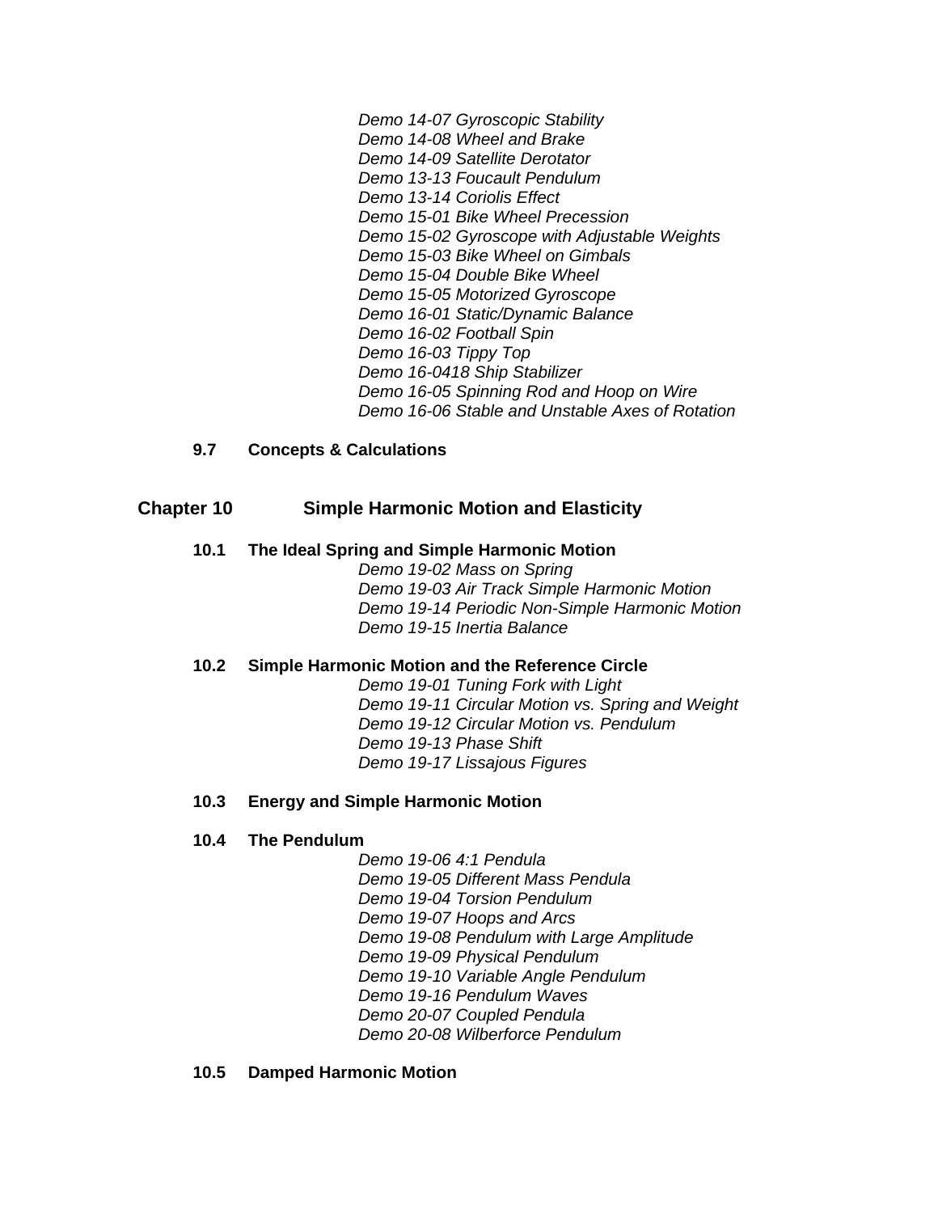*Demo 14-07 Gyroscopic Stability*
*Demo 14-08 Wheel and Brake*
*Demo 14-09 Satellite Derotator*
*Demo 13-13 Foucault Pendulum*
*Demo 13-14 Coriolis Effect*
*Demo 15-01 Bike Wheel Precession*
*Demo 15-02 Gyroscope with Adjustable Weights*
*Demo 15-03 Bike Wheel on Gimbals*
*Demo 15-04 Double Bike Wheel*
*Demo 15-05 Motorized Gyroscope*
*Demo 16-01 Static/Dynamic Balance*
*Demo 16-02 Football Spin*
*Demo 16-03 Tippy Top*
*Demo 16-0418 Ship Stabilizer*
*Demo 16-05 Spinning Rod and Hoop on Wire*
*Demo 16-06 Stable and Unstable Axes of Rotation*

### 9.7 Concepts & Calculations

## Chapter 10 Simple Harmonic Motion and Elasticity

### 10.1 The Ideal Spring and Simple Harmonic Motion

*Demo 19-02 Mass on Spring*
*Demo 19-03 Air Track Simple Harmonic Motion*
*Demo 19-14 Periodic Non-Simple Harmonic Motion*
*Demo 19-15 Inertia Balance*

### 10.2 Simple Harmonic Motion and the Reference Circle

*Demo 19-01 Tuning Fork with Light*
*Demo 19-11 Circular Motion vs. Spring and Weight*
*Demo 19-12 Circular Motion vs. Pendulum*
*Demo 19-13 Phase Shift*
*Demo 19-17 Lissajous Figures*

### 10.3 Energy and Simple Harmonic Motion

### 10.4 The Pendulum

*Demo 19-06 4:1 Pendula*
*Demo 19-05 Different Mass Pendula*
*Demo 19-04 Torsion Pendulum*
*Demo 19-07 Hoops and Arcs*
*Demo 19-08 Pendulum with Large Amplitude*
*Demo 19-09 Physical Pendulum*
*Demo 19-10 Variable Angle Pendulum*
*Demo 19-16 Pendulum Waves*
*Demo 20-07 Coupled Pendula*
*Demo 20-08 Wilberforce Pendulum*

### 10.5 Damped Harmonic Motion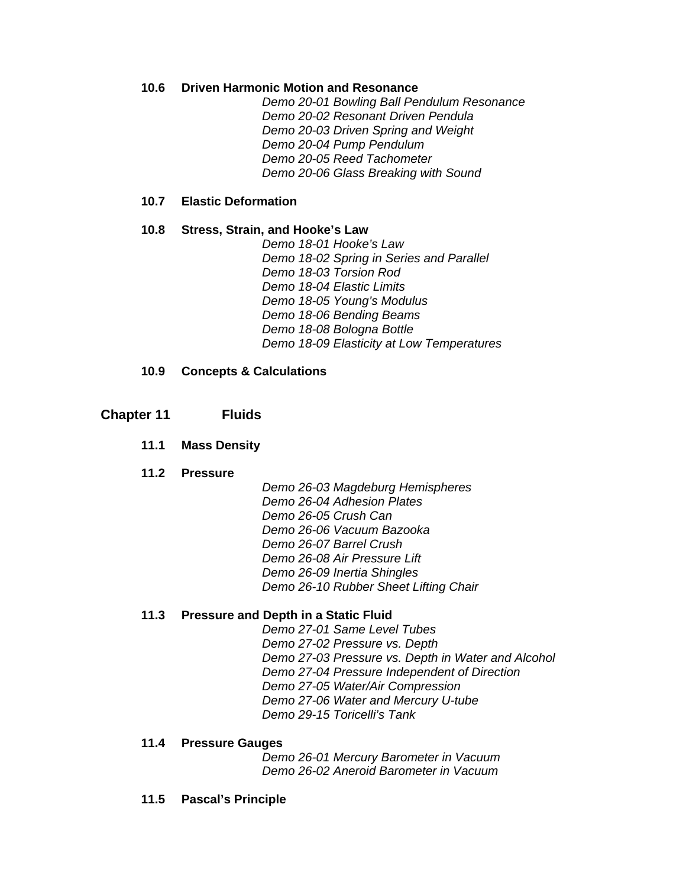### 10.6 Driven Harmonic Motion and Resonance

*Demo 20-01 Bowling Ball Pendulum Resonance*
*Demo 20-02 Resonant Driven Pendula*
*Demo 20-03 Driven Spring and Weight*
*Demo 20-04 Pump Pendulum*
*Demo 20-05 Reed Tachometer*
*Demo 20-06 Glass Breaking with Sound*

### 10.7 Elastic Deformation

### 10.8 Stress, Strain, and Hooke's Law

*Demo 18-01 Hooke's Law*
*Demo 18-02 Spring in Series and Parallel*
*Demo 18-03 Torsion Rod*
*Demo 18-04 Elastic Limits*
*Demo 18-05 Young's Modulus*
*Demo 18-06 Bending Beams*
*Demo 18-08 Bologna Bottle*
*Demo 18-09 Elasticity at Low Temperatures*

### 10.9 Concepts & Calculations

## Chapter 11 Fluids

### 11.1 Mass Density

### 11.2 Pressure

*Demo 26-03 Magdeburg Hemispheres*
*Demo 26-04 Adhesion Plates*
*Demo 26-05 Crush Can*
*Demo 26-06 Vacuum Bazooka*
*Demo 26-07 Barrel Crush*
*Demo 26-08 Air Pressure Lift*
*Demo 26-09 Inertia Shingles*
*Demo 26-10 Rubber Sheet Lifting Chair*

### 11.3 Pressure and Depth in a Static Fluid

*Demo 27-01 Same Level Tubes*
*Demo 27-02 Pressure vs. Depth*
*Demo 27-03 Pressure vs. Depth in Water and Alcohol*
*Demo 27-04 Pressure Independent of Direction*
*Demo 27-05 Water/Air Compression*
*Demo 27-06 Water and Mercury U-tube*
*Demo 29-15 Toricelli's Tank*

### 11.4 Pressure Gauges

*Demo 26-01 Mercury Barometer in Vacuum*
*Demo 26-02 Aneroid Barometer in Vacuum*

### 11.5 Pascal's Principle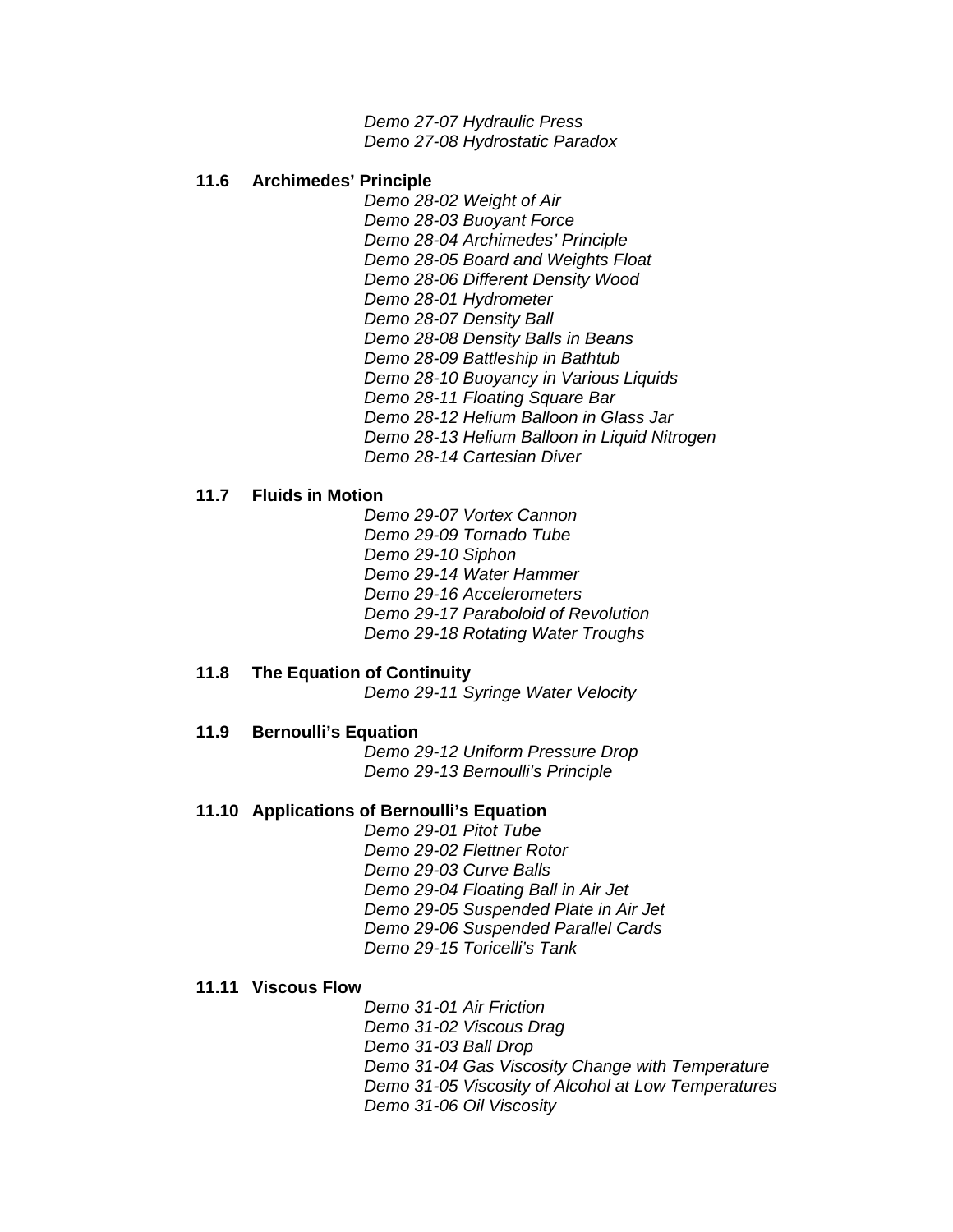*Demo 27-07 Hydraulic Press*
*Demo 27-08 Hydrostatic Paradox*

### 11.6 Archimedes' Principle

*Demo 28-02 Weight of Air*
*Demo 28-03 Buoyant Force*
*Demo 28-04 Archimedes' Principle*
*Demo 28-05 Board and Weights Float*
*Demo 28-06 Different Density Wood*
*Demo 28-01 Hydrometer*
*Demo 28-07 Density Ball*
*Demo 28-08 Density Balls in Beans*
*Demo 28-09 Battleship in Bathtub*
*Demo 28-10 Buoyancy in Various Liquids*
*Demo 28-11 Floating Square Bar*
*Demo 28-12 Helium Balloon in Glass Jar*
*Demo 28-13 Helium Balloon in Liquid Nitrogen*
*Demo 28-14 Cartesian Diver*

### 11.7 Fluids in Motion

*Demo 29-07 Vortex Cannon*
*Demo 29-09 Tornado Tube*
*Demo 29-10 Siphon*
*Demo 29-14 Water Hammer*
*Demo 29-16 Accelerometers*
*Demo 29-17 Paraboloid of Revolution*
*Demo 29-18 Rotating Water Troughs*

### 11.8 The Equation of Continuity

*Demo 29-11 Syringe Water Velocity*

### 11.9 Bernoulli's Equation

*Demo 29-12 Uniform Pressure Drop*
*Demo 29-13 Bernoulli's Principle*

### 11.10 Applications of Bernoulli's Equation

*Demo 29-01 Pitot Tube*
*Demo 29-02 Flettner Rotor*
*Demo 29-03 Curve Balls*
*Demo 29-04 Floating Ball in Air Jet*
*Demo 29-05 Suspended Plate in Air Jet*
*Demo 29-06 Suspended Parallel Cards*
*Demo 29-15 Toricelli's Tank*

### 11.11 Viscous Flow

*Demo 31-01 Air Friction*
*Demo 31-02 Viscous Drag*
*Demo 31-03 Ball Drop*
*Demo 31-04 Gas Viscosity Change with Temperature*
*Demo 31-05 Viscosity of Alcohol at Low Temperatures*
*Demo 31-06 Oil Viscosity*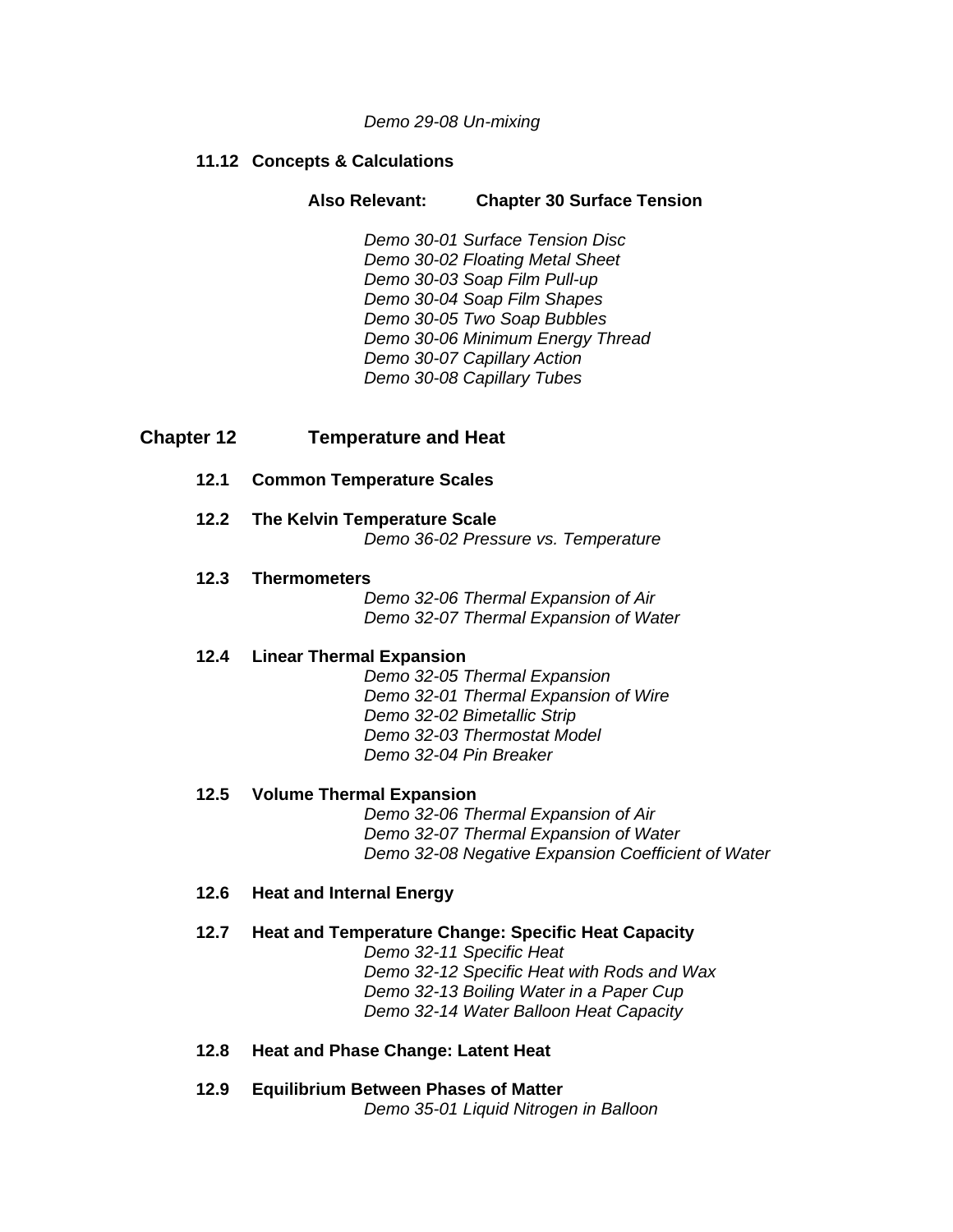*Demo 29-08 Un-mixing*

### 11.12 Concepts & Calculations

**Also Relevant: Chapter 30 Surface Tension**

*Demo 30-01 Surface Tension Disc*
*Demo 30-02 Floating Metal Sheet*
*Demo 30-03 Soap Film Pull-up*
*Demo 30-04 Soap Film Shapes*
*Demo 30-05 Two Soap Bubbles*
*Demo 30-06 Minimum Energy Thread*
*Demo 30-07 Capillary Action*
*Demo 30-08 Capillary Tubes*

## Chapter 12 Temperature and Heat

### 12.1 Common Temperature Scales

### 12.2 The Kelvin Temperature Scale

*Demo 36-02 Pressure vs. Temperature*

### 12.3 Thermometers

*Demo 32-06 Thermal Expansion of Air*
*Demo 32-07 Thermal Expansion of Water*

### 12.4 Linear Thermal Expansion

*Demo 32-05 Thermal Expansion*
*Demo 32-01 Thermal Expansion of Wire*
*Demo 32-02 Bimetallic Strip*
*Demo 32-03 Thermostat Model*
*Demo 32-04 Pin Breaker*

### 12.5 Volume Thermal Expansion

*Demo 32-06 Thermal Expansion of Air*
*Demo 32-07 Thermal Expansion of Water*
*Demo 32-08 Negative Expansion Coefficient of Water*

### 12.6 Heat and Internal Energy

### 12.7 Heat and Temperature Change: Specific Heat Capacity

*Demo 32-11 Specific Heat*
*Demo 32-12 Specific Heat with Rods and Wax*
*Demo 32-13 Boiling Water in a Paper Cup*
*Demo 32-14 Water Balloon Heat Capacity*

### 12.8 Heat and Phase Change: Latent Heat

### 12.9 Equilibrium Between Phases of Matter

*Demo 35-01 Liquid Nitrogen in Balloon*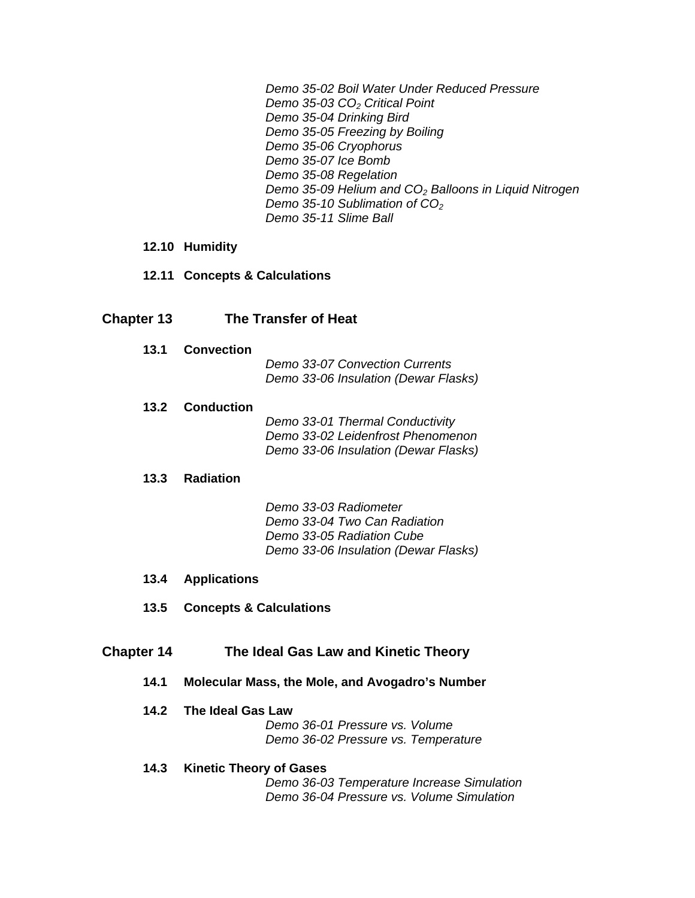*Demo 35-02 Boil Water Under Reduced Pressure*
*Demo 35-03 $CO_2$ Critical Point*
*Demo 35-04 Drinking Bird*
*Demo 35-05 Freezing by Boiling*
*Demo 35-06 Cryophorus*
*Demo 35-07 Ice Bomb*
*Demo 35-08 Regelation*
*Demo 35-09 Helium and $CO_2$ Balloons in Liquid Nitrogen*
*Demo 35-10 Sublimation of $CO_2$*
*Demo 35-11 Slime Ball*

### 12.10 Humidity

### 12.11 Concepts & Calculations

## Chapter 13 The Transfer of Heat

### 13.1 Convection

*Demo 33-07 Convection Currents*
*Demo 33-06 Insulation (Dewar Flasks)*

### 13.2 Conduction

*Demo 33-01 Thermal Conductivity*
*Demo 33-02 Leidenfrost Phenomenon*
*Demo 33-06 Insulation (Dewar Flasks)*

### 13.3 Radiation

*Demo 33-03 Radiometer*
*Demo 33-04 Two Can Radiation*
*Demo 33-05 Radiation Cube*
*Demo 33-06 Insulation (Dewar Flasks)*

### 13.4 Applications

### 13.5 Concepts & Calculations

## Chapter 14 The Ideal Gas Law and Kinetic Theory

### 14.1 Molecular Mass, the Mole, and Avogadro's Number

### 14.2 The Ideal Gas Law

*Demo 36-01 Pressure vs. Volume*
*Demo 36-02 Pressure vs. Temperature*

### 14.3 Kinetic Theory of Gases

*Demo 36-03 Temperature Increase Simulation*
*Demo 36-04 Pressure vs. Volume Simulation*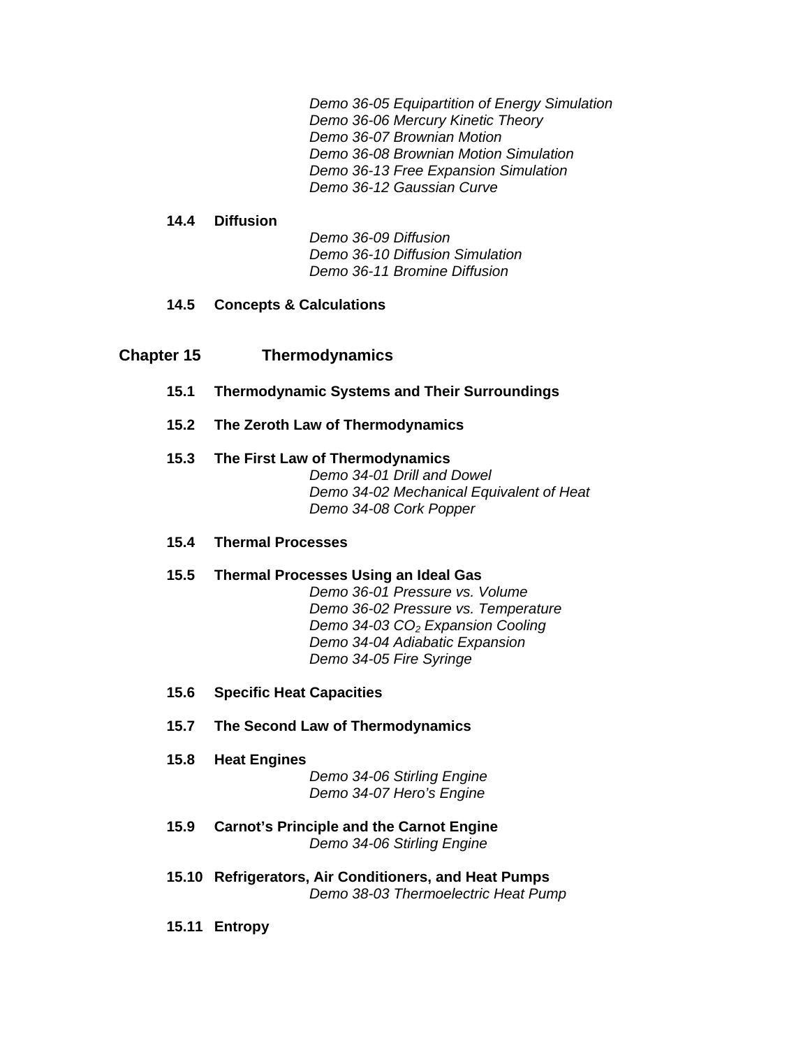*Demo 36-05 Equipartition of Energy Simulation*
*Demo 36-06 Mercury Kinetic Theory*
*Demo 36-07 Brownian Motion*
*Demo 36-08 Brownian Motion Simulation*
*Demo 36-13 Free Expansion Simulation*
*Demo 36-12 Gaussian Curve*

### 14.4 Diffusion

*Demo 36-09 Diffusion*
*Demo 36-10 Diffusion Simulation*
*Demo 36-11 Bromine Diffusion*

### 14.5 Concepts & Calculations

## Chapter 15 Thermodynamics

### 15.1 Thermodynamic Systems and Their Surroundings

### 15.2 The Zeroth Law of Thermodynamics

### 15.3 The First Law of Thermodynamics

*Demo 34-01 Drill and Dowel*
*Demo 34-02 Mechanical Equivalent of Heat*
*Demo 34-08 Cork Popper*

### 15.4 Thermal Processes

### 15.5 Thermal Processes Using an Ideal Gas

*Demo 36-01 Pressure vs. Volume*
*Demo 36-02 Pressure vs. Temperature*
*Demo 34-03 $CO_2$ Expansion Cooling*
*Demo 34-04 Adiabatic Expansion*
*Demo 34-05 Fire Syringe*

### 15.6 Specific Heat Capacities

### 15.7 The Second Law of Thermodynamics

### 15.8 Heat Engines

*Demo 34-06 Stirling Engine*
*Demo 34-07 Hero's Engine*

### 15.9 Carnot's Principle and the Carnot Engine

*Demo 34-06 Stirling Engine*

### 15.10 Refrigerators, Air Conditioners, and Heat Pumps

*Demo 38-03 Thermoelectric Heat Pump*

### 15.11 Entropy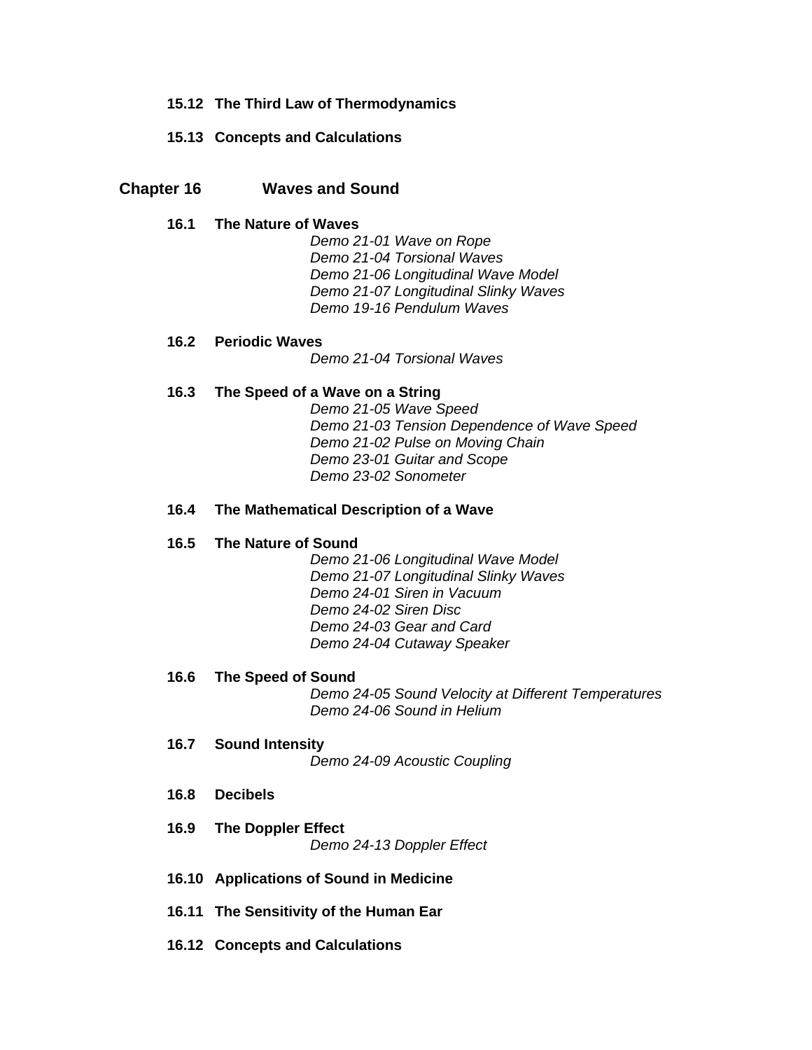### 15.12 The Third Law of Thermodynamics

### 15.13 Concepts and Calculations

## Chapter 16 Waves and Sound

### 16.1 The Nature of Waves

*Demo 21-01 Wave on Rope*
*Demo 21-04 Torsional Waves*
*Demo 21-06 Longitudinal Wave Model*
*Demo 21-07 Longitudinal Slinky Waves*
*Demo 19-16 Pendulum Waves*

### 16.2 Periodic Waves

*Demo 21-04 Torsional Waves*

### 16.3 The Speed of a Wave on a String

*Demo 21-05 Wave Speed*
*Demo 21-03 Tension Dependence of Wave Speed*
*Demo 21-02 Pulse on Moving Chain*
*Demo 23-01 Guitar and Scope*
*Demo 23-02 Sonometer*

### 16.4 The Mathematical Description of a Wave

### 16.5 The Nature of Sound

*Demo 21-06 Longitudinal Wave Model*
*Demo 21-07 Longitudinal Slinky Waves*
*Demo 24-01 Siren in Vacuum*
*Demo 24-02 Siren Disc*
*Demo 24-03 Gear and Card*
*Demo 24-04 Cutaway Speaker*

### 16.6 The Speed of Sound

*Demo 24-05 Sound Velocity at Different Temperatures*
*Demo 24-06 Sound in Helium*

### 16.7 Sound Intensity

*Demo 24-09 Acoustic Coupling*

### 16.8 Decibels

### 16.9 The Doppler Effect

*Demo 24-13 Doppler Effect*

### 16.10 Applications of Sound in Medicine

### 16.11 The Sensitivity of the Human Ear

### 16.12 Concepts and Calculations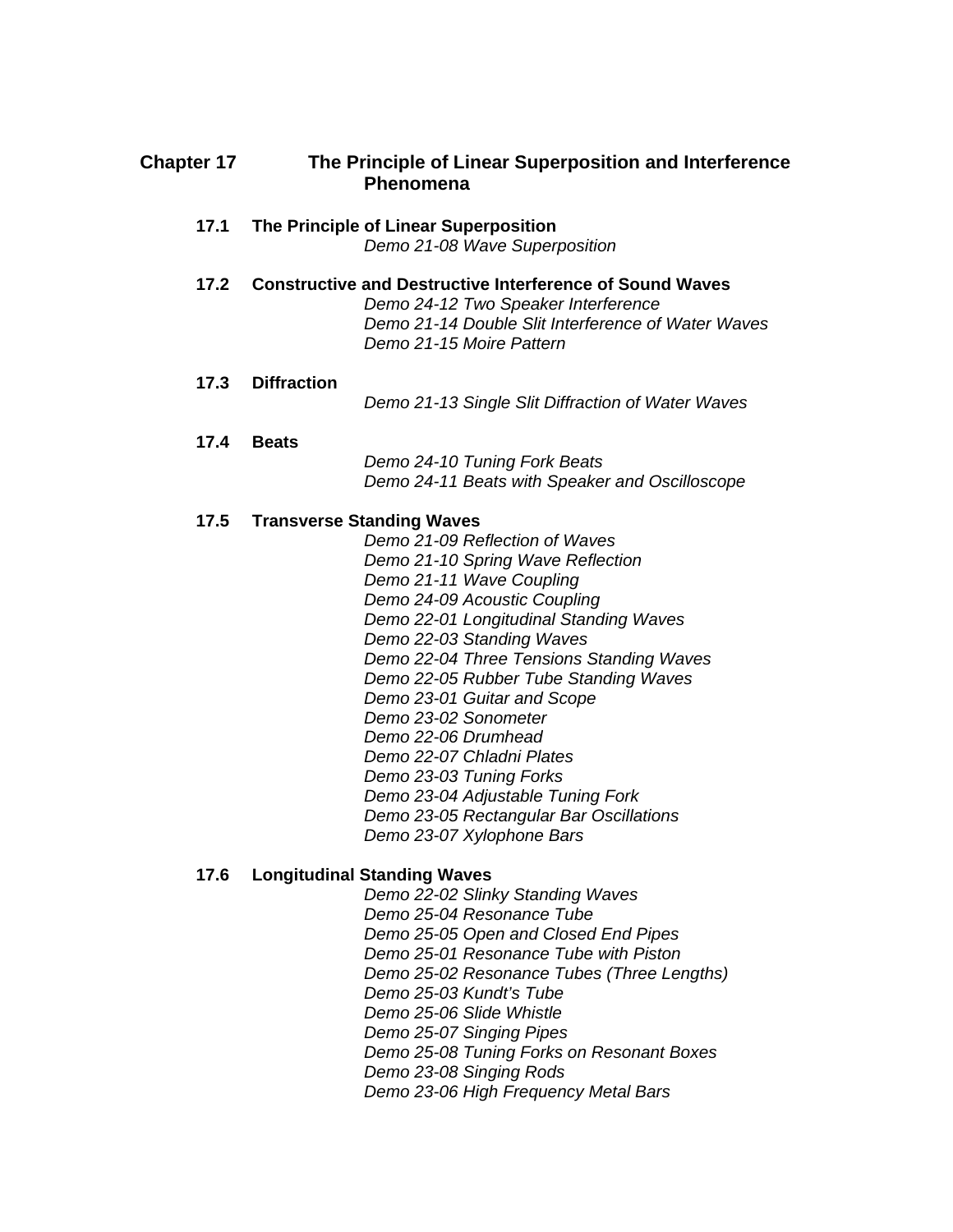## Chapter 17 The Principle of Linear Superposition and Interference Phenomena

### 17.1 The Principle of Linear Superposition

*Demo 21-08 Wave Superposition*

### 17.2 Constructive and Destructive Interference of Sound Waves

*Demo 24-12 Two Speaker Interference*
*Demo 21-14 Double Slit Interference of Water Waves*
*Demo 21-15 Moire Pattern*

### 17.3 Diffraction

*Demo 21-13 Single Slit Diffraction of Water Waves*

### 17.4 Beats

*Demo 24-10 Tuning Fork Beats*
*Demo 24-11 Beats with Speaker and Oscilloscope*

### 17.5 Transverse Standing Waves

*Demo 21-09 Reflection of Waves*
*Demo 21-10 Spring Wave Reflection*
*Demo 21-11 Wave Coupling*
*Demo 24-09 Acoustic Coupling*
*Demo 22-01 Longitudinal Standing Waves*
*Demo 22-03 Standing Waves*
*Demo 22-04 Three Tensions Standing Waves*
*Demo 22-05 Rubber Tube Standing Waves*
*Demo 23-01 Guitar and Scope*
*Demo 23-02 Sonometer*
*Demo 22-06 Drumhead*
*Demo 22-07 Chladni Plates*
*Demo 23-03 Tuning Forks*
*Demo 23-04 Adjustable Tuning Fork*
*Demo 23-05 Rectangular Bar Oscillations*
*Demo 23-07 Xylophone Bars*

### 17.6 Longitudinal Standing Waves

*Demo 22-02 Slinky Standing Waves*
*Demo 25-04 Resonance Tube*
*Demo 25-05 Open and Closed End Pipes*
*Demo 25-01 Resonance Tube with Piston*
*Demo 25-02 Resonance Tubes (Three Lengths)*
*Demo 25-03 Kundt's Tube*
*Demo 25-06 Slide Whistle*
*Demo 25-07 Singing Pipes*
*Demo 25-08 Tuning Forks on Resonant Boxes*
*Demo 23-08 Singing Rods*
*Demo 23-06 High Frequency Metal Bars*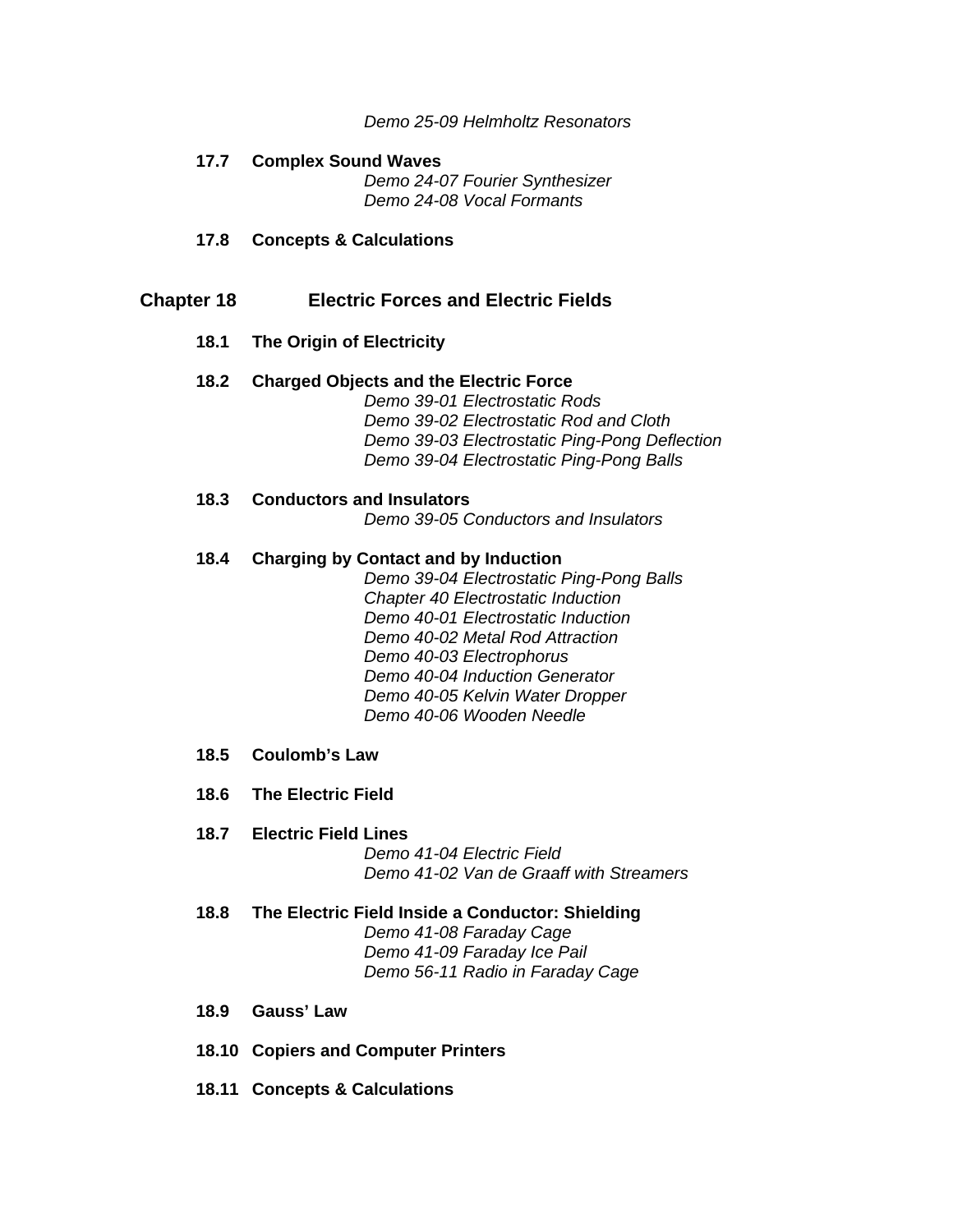*Demo 25-09 Helmholtz Resonators*

### 17.7 Complex Sound Waves

*Demo 24-07 Fourier Synthesizer*
*Demo 24-08 Vocal Formants*

### 17.8 Concepts & Calculations

## Chapter 18 Electric Forces and Electric Fields

### 18.1 The Origin of Electricity

### 18.2 Charged Objects and the Electric Force

*Demo 39-01 Electrostatic Rods*
*Demo 39-02 Electrostatic Rod and Cloth*
*Demo 39-03 Electrostatic Ping-Pong Deflection*
*Demo 39-04 Electrostatic Ping-Pong Balls*

### 18.3 Conductors and Insulators

*Demo 39-05 Conductors and Insulators*

### 18.4 Charging by Contact and by Induction

*Demo 39-04 Electrostatic Ping-Pong Balls*
*Chapter 40 Electrostatic Induction*
*Demo 40-01 Electrostatic Induction*
*Demo 40-02 Metal Rod Attraction*
*Demo 40-03 Electrophorus*
*Demo 40-04 Induction Generator*
*Demo 40-05 Kelvin Water Dropper*
*Demo 40-06 Wooden Needle*

### 18.5 Coulomb's Law

### 18.6 The Electric Field

### 18.7 Electric Field Lines

*Demo 41-04 Electric Field*
*Demo 41-02 Van de Graaff with Streamers*

### 18.8 The Electric Field Inside a Conductor: Shielding

*Demo 41-08 Faraday Cage*
*Demo 41-09 Faraday Ice Pail*
*Demo 56-11 Radio in Faraday Cage*

### 18.9 Gauss' Law

### 18.10 Copiers and Computer Printers

### 18.11 Concepts & Calculations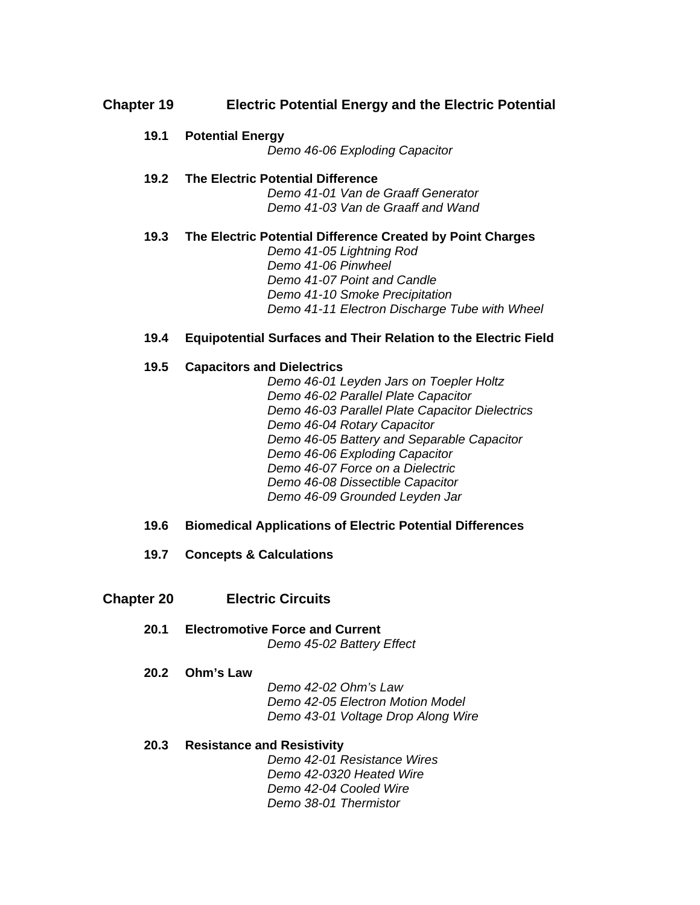## Chapter 19 Electric Potential Energy and the Electric Potential

**19.1 Potential Energy**

*Demo 46-06 Exploding Capacitor*

**19.2 The Electric Potential Difference**

*Demo 41-01 Van de Graaff Generator*
*Demo 41-03 Van de Graaff and Wand*

**19.3 The Electric Potential Difference Created by Point Charges**

*Demo 41-05 Lightning Rod*
*Demo 41-06 Pinwheel*
*Demo 41-07 Point and Candle*
*Demo 41-10 Smoke Precipitation*
*Demo 41-11 Electron Discharge Tube with Wheel*

**19.4 Equipotential Surfaces and Their Relation to the Electric Field**

**19.5 Capacitors and Dielectrics**

*Demo 46-01 Leyden Jars on Toepler Holtz*
*Demo 46-02 Parallel Plate Capacitor*
*Demo 46-03 Parallel Plate Capacitor Dielectrics*
*Demo 46-04 Rotary Capacitor*
*Demo 46-05 Battery and Separable Capacitor*
*Demo 46-06 Exploding Capacitor*
*Demo 46-07 Force on a Dielectric*
*Demo 46-08 Dissectible Capacitor*
*Demo 46-09 Grounded Leyden Jar*

**19.6 Biomedical Applications of Electric Potential Differences**

**19.7 Concepts & Calculations**

## Chapter 20 Electric Circuits

**20.1 Electromotive Force and Current**

*Demo 45-02 Battery Effect*

**20.2 Ohm's Law**

*Demo 42-02 Ohm's Law*
*Demo 42-05 Electron Motion Model*
*Demo 43-01 Voltage Drop Along Wire*

**20.3 Resistance and Resistivity**

*Demo 42-01 Resistance Wires*
*Demo 42-0320 Heated Wire*
*Demo 42-04 Cooled Wire*
*Demo 38-01 Thermistor*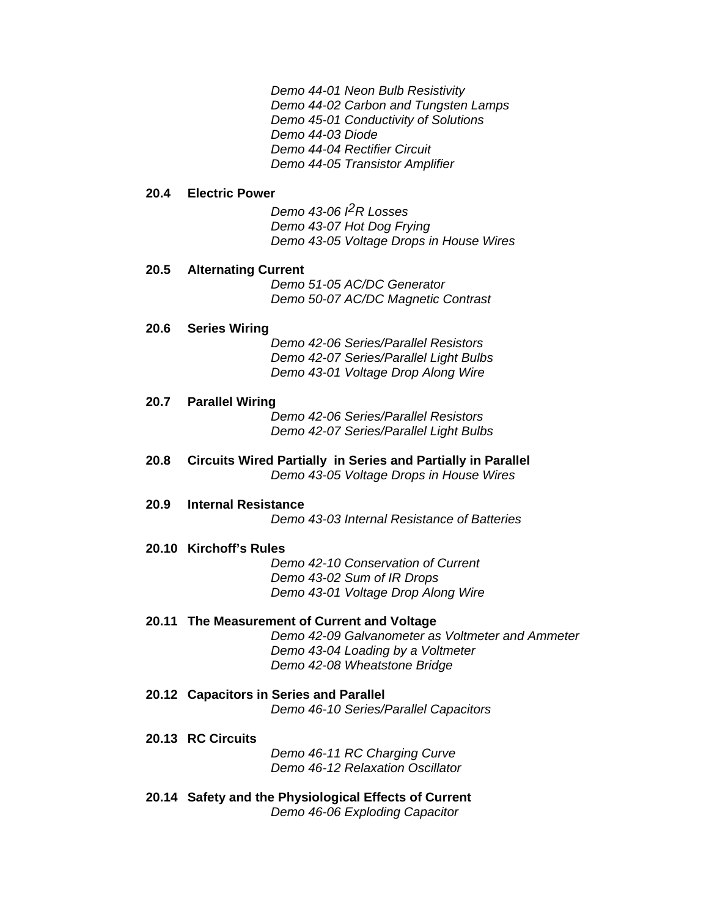*Demo 44-01 Neon Bulb Resistivity*
*Demo 44-02 Carbon and Tungsten Lamps*
*Demo 45-01 Conductivity of Solutions*
*Demo 44-03 Diode*
*Demo 44-04 Rectifier Circuit*
*Demo 44-05 Transistor Amplifier*

**20.4 Electric Power**

*Demo 43-06 $I^2R$ Losses*
*Demo 43-07 Hot Dog Frying*
*Demo 43-05 Voltage Drops in House Wires*

**20.5 Alternating Current**

*Demo 51-05 AC/DC Generator*
*Demo 50-07 AC/DC Magnetic Contrast*

**20.6 Series Wiring**

*Demo 42-06 Series/Parallel Resistors*
*Demo 42-07 Series/Parallel Light Bulbs*
*Demo 43-01 Voltage Drop Along Wire*

**20.7 Parallel Wiring**

*Demo 42-06 Series/Parallel Resistors*
*Demo 42-07 Series/Parallel Light Bulbs*

**20.8 Circuits Wired Partially in Series and Partially in Parallel**

*Demo 43-05 Voltage Drops in House Wires*

**20.9 Internal Resistance**

*Demo 43-03 Internal Resistance of Batteries*

**20.10 Kirchoff's Rules**

*Demo 42-10 Conservation of Current*
*Demo 43-02 Sum of IR Drops*
*Demo 43-01 Voltage Drop Along Wire*

**20.11 The Measurement of Current and Voltage**

*Demo 42-09 Galvanometer as Voltmeter and Ammeter*
*Demo 43-04 Loading by a Voltmeter*
*Demo 42-08 Wheatstone Bridge*

**20.12 Capacitors in Series and Parallel**

*Demo 46-10 Series/Parallel Capacitors*

**20.13 RC Circuits**

*Demo 46-11 RC Charging Curve*
*Demo 46-12 Relaxation Oscillator*

**20.14 Safety and the Physiological Effects of Current**

*Demo 46-06 Exploding Capacitor*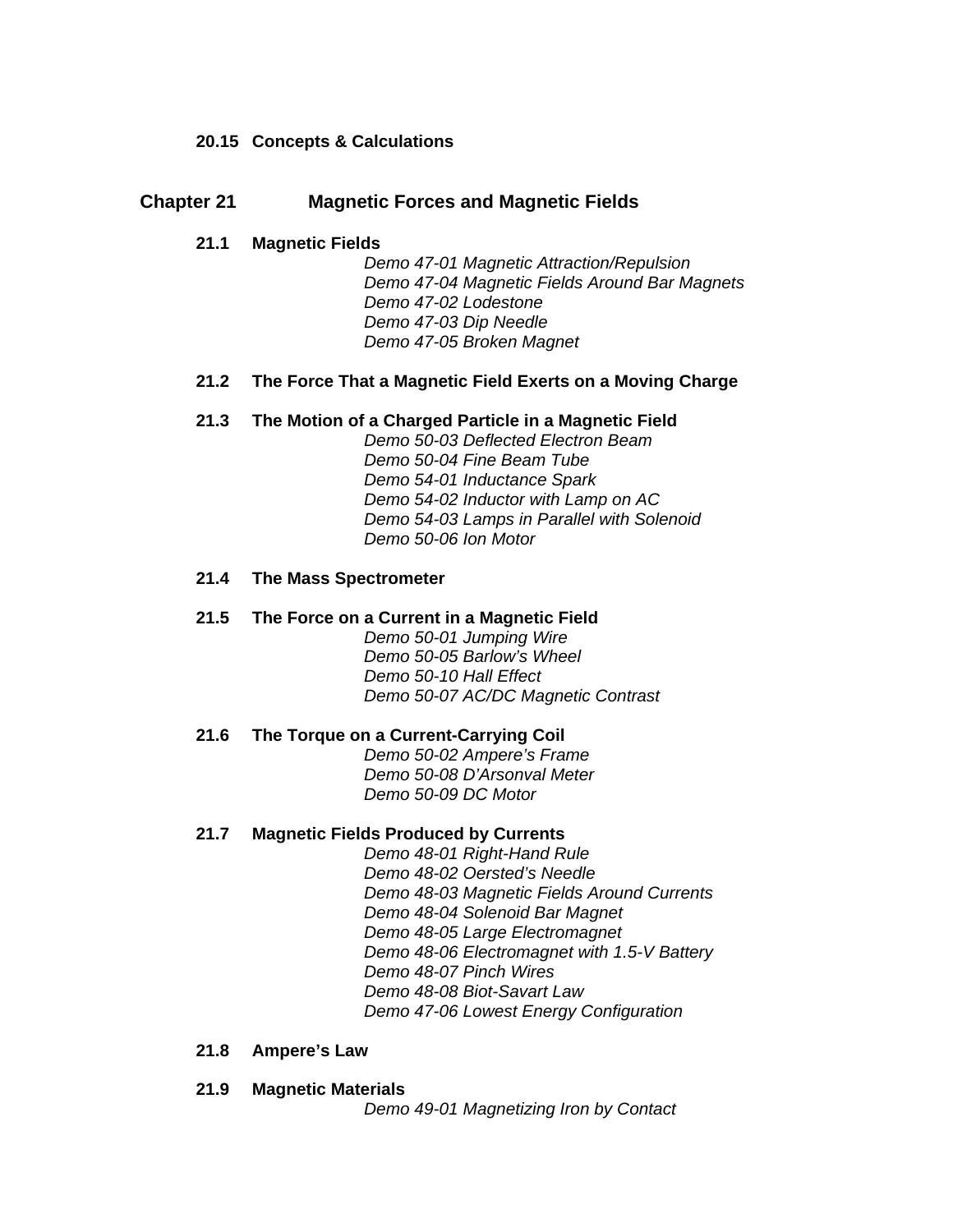### 20.15 Concepts & Calculations

## Chapter 21 Magnetic Forces and Magnetic Fields

### 21.1 Magnetic Fields

*Demo 47-01 Magnetic Attraction/Repulsion*
*Demo 47-04 Magnetic Fields Around Bar Magnets*
*Demo 47-02 Lodestone*
*Demo 47-03 Dip Needle*
*Demo 47-05 Broken Magnet*

### 21.2 The Force That a Magnetic Field Exerts on a Moving Charge

### 21.3 The Motion of a Charged Particle in a Magnetic Field

*Demo 50-03 Deflected Electron Beam*
*Demo 50-04 Fine Beam Tube*
*Demo 54-01 Inductance Spark*
*Demo 54-02 Inductor with Lamp on AC*
*Demo 54-03 Lamps in Parallel with Solenoid*
*Demo 50-06 Ion Motor*

### 21.4 The Mass Spectrometer

### 21.5 The Force on a Current in a Magnetic Field

*Demo 50-01 Jumping Wire*
*Demo 50-05 Barlow's Wheel*
*Demo 50-10 Hall Effect*
*Demo 50-07 AC/DC Magnetic Contrast*

### 21.6 The Torque on a Current-Carrying Coil

*Demo 50-02 Ampere's Frame*
*Demo 50-08 D'Arsonval Meter*
*Demo 50-09 DC Motor*

### 21.7 Magnetic Fields Produced by Currents

*Demo 48-01 Right-Hand Rule*
*Demo 48-02 Oersted's Needle*
*Demo 48-03 Magnetic Fields Around Currents*
*Demo 48-04 Solenoid Bar Magnet*
*Demo 48-05 Large Electromagnet*
*Demo 48-06 Electromagnet with 1.5-V Battery*
*Demo 48-07 Pinch Wires*
*Demo 48-08 Biot-Savart Law*
*Demo 47-06 Lowest Energy Configuration*

### 21.8 Ampere's Law

### 21.9 Magnetic Materials

*Demo 49-01 Magnetizing Iron by Contact*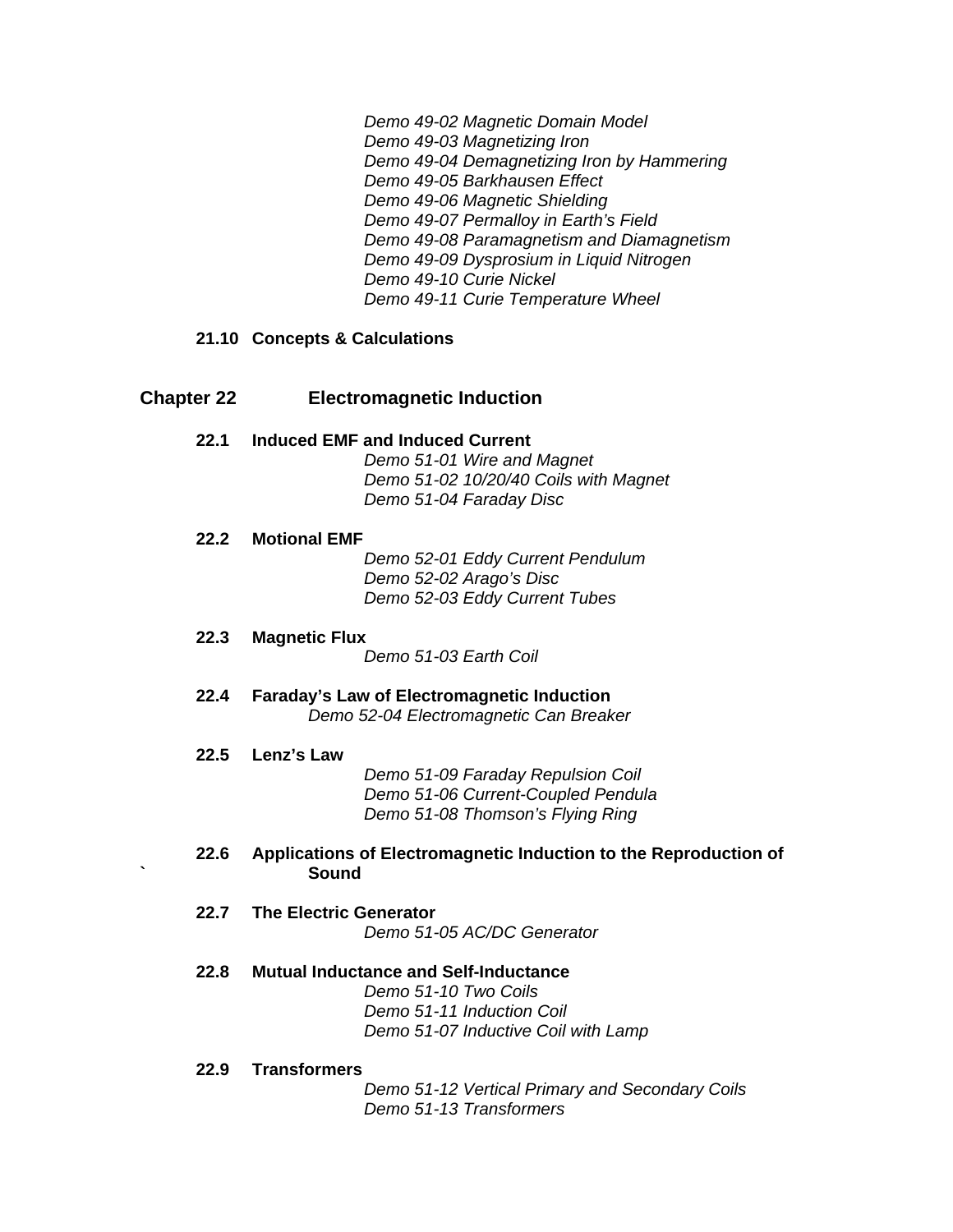*Demo 49-02 Magnetic Domain Model*
*Demo 49-03 Magnetizing Iron*
*Demo 49-04 Demagnetizing Iron by Hammering*
*Demo 49-05 Barkhausen Effect*
*Demo 49-06 Magnetic Shielding*
*Demo 49-07 Permalloy in Earth's Field*
*Demo 49-08 Paramagnetism and Diamagnetism*
*Demo 49-09 Dysprosium in Liquid Nitrogen*
*Demo 49-10 Curie Nickel*
*Demo 49-11 Curie Temperature Wheel*

### 21.10 Concepts & Calculations

## Chapter 22 Electromagnetic Induction

### 22.1 Induced EMF and Induced Current

*Demo 51-01 Wire and Magnet*
*Demo 51-02 10/20/40 Coils with Magnet*
*Demo 51-04 Faraday Disc*

### 22.2 Motional EMF

*Demo 52-01 Eddy Current Pendulum*
*Demo 52-02 Arago's Disc*
*Demo 52-03 Eddy Current Tubes*

### 22.3 Magnetic Flux

*Demo 51-03 Earth Coil*

### 22.4 Faraday's Law of Electromagnetic Induction

*Demo 52-04 Electromagnetic Can Breaker*

### 22.5 Lenz's Law

*Demo 51-09 Faraday Repulsion Coil*
*Demo 51-06 Current-Coupled Pendula*
*Demo 51-08 Thomson's Flying Ring*

### 22.6 Applications of Electromagnetic Induction to the Reproduction of Sound

### 22.7 The Electric Generator

*Demo 51-05 AC/DC Generator*

### 22.8 Mutual Inductance and Self-Inductance

*Demo 51-10 Two Coils*
*Demo 51-11 Induction Coil*
*Demo 51-07 Inductive Coil with Lamp*

### 22.9 Transformers

*Demo 51-12 Vertical Primary and Secondary Coils*
*Demo 51-13 Transformers*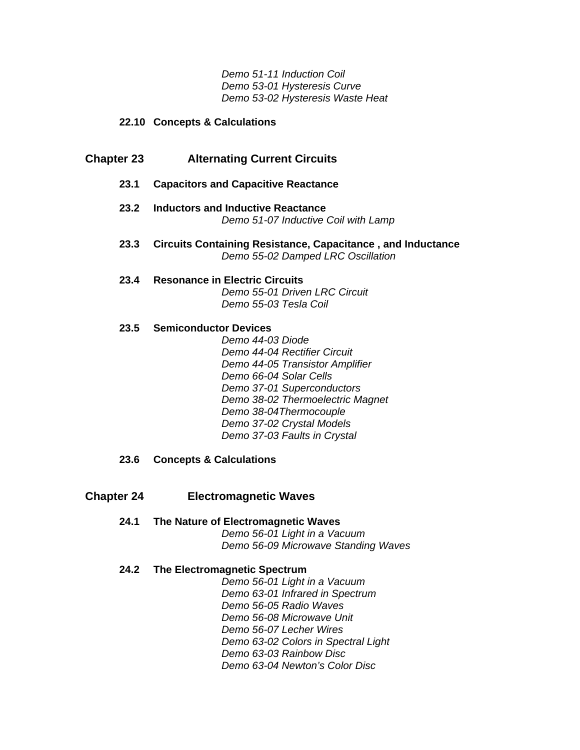*Demo 51-11 Induction Coil*
*Demo 53-01 Hysteresis Curve*
*Demo 53-02 Hysteresis Waste Heat*

### 22.10 Concepts & Calculations

## Chapter 23 Alternating Current Circuits

### 23.1 Capacitors and Capacitive Reactance

### 23.2 Inductors and Inductive Reactance

*Demo 51-07 Inductive Coil with Lamp*

### 23.3 Circuits Containing Resistance, Capacitance , and Inductance

*Demo 55-02 Damped LRC Oscillation*

### 23.4 Resonance in Electric Circuits

*Demo 55-01 Driven LRC Circuit*
*Demo 55-03 Tesla Coil*

### 23.5 Semiconductor Devices

*Demo 44-03 Diode*
*Demo 44-04 Rectifier Circuit*
*Demo 44-05 Transistor Amplifier*
*Demo 66-04 Solar Cells*
*Demo 37-01 Superconductors*
*Demo 38-02 Thermoelectric Magnet*
*Demo 38-04Thermocouple*
*Demo 37-02 Crystal Models*
*Demo 37-03 Faults in Crystal*

### 23.6 Concepts & Calculations

## Chapter 24 Electromagnetic Waves

### 24.1 The Nature of Electromagnetic Waves

*Demo 56-01 Light in a Vacuum*
*Demo 56-09 Microwave Standing Waves*

### 24.2 The Electromagnetic Spectrum

*Demo 56-01 Light in a Vacuum*
*Demo 63-01 Infrared in Spectrum*
*Demo 56-05 Radio Waves*
*Demo 56-08 Microwave Unit*
*Demo 56-07 Lecher Wires*
*Demo 63-02 Colors in Spectral Light*
*Demo 63-03 Rainbow Disc*
*Demo 63-04 Newton's Color Disc*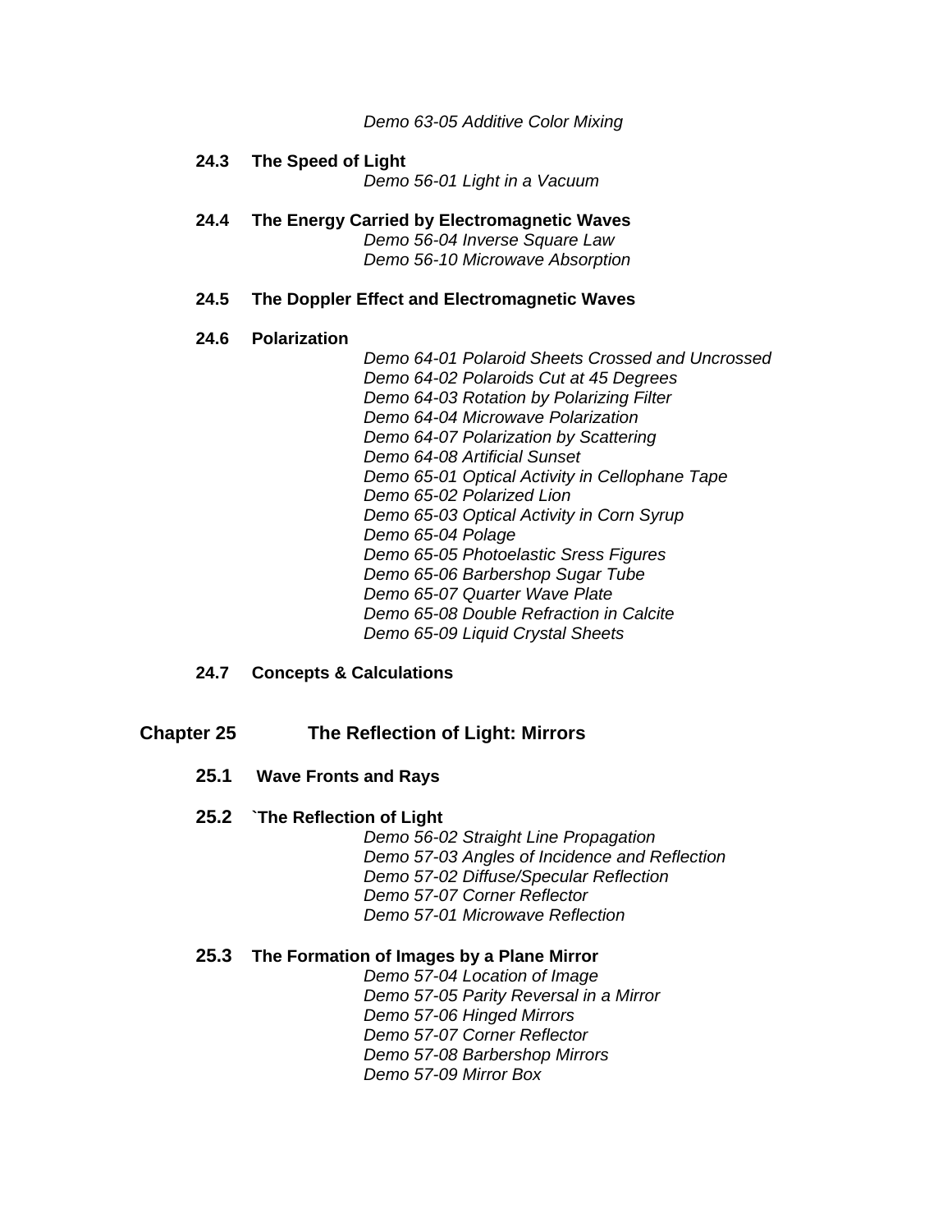*Demo 63-05 Additive Color Mixing*

**24.3 The Speed of Light**

*Demo 56-01 Light in a Vacuum*

**24.4 The Energy Carried by Electromagnetic Waves**

*Demo 56-04 Inverse Square Law*
*Demo 56-10 Microwave Absorption*

**24.5 The Doppler Effect and Electromagnetic Waves**

**24.6 Polarization**

*Demo 64-01 Polaroid Sheets Crossed and Uncrossed*
*Demo 64-02 Polaroids Cut at 45 Degrees*
*Demo 64-03 Rotation by Polarizing Filter*
*Demo 64-04 Microwave Polarization*
*Demo 64-07 Polarization by Scattering*
*Demo 64-08 Artificial Sunset*
*Demo 65-01 Optical Activity in Cellophane Tape*
*Demo 65-02 Polarized Lion*
*Demo 65-03 Optical Activity in Corn Syrup*
*Demo 65-04 Polage*
*Demo 65-05 Photoelastic Sress Figures*
*Demo 65-06 Barbershop Sugar Tube*
*Demo 65-07 Quarter Wave Plate*
*Demo 65-08 Double Refraction in Calcite*
*Demo 65-09 Liquid Crystal Sheets*

**24.7 Concepts & Calculations**

## Chapter 25 The Reflection of Light: Mirrors

**25.1 Wave Fronts and Rays**

**25.2 `The Reflection of Light**

*Demo 56-02 Straight Line Propagation*
*Demo 57-03 Angles of Incidence and Reflection*
*Demo 57-02 Diffuse/Specular Reflection*
*Demo 57-07 Corner Reflector*
*Demo 57-01 Microwave Reflection*

**25.3 The Formation of Images by a Plane Mirror**

*Demo 57-04 Location of Image*
*Demo 57-05 Parity Reversal in a Mirror*
*Demo 57-06 Hinged Mirrors*
*Demo 57-07 Corner Reflector*
*Demo 57-08 Barbershop Mirrors*
*Demo 57-09 Mirror Box*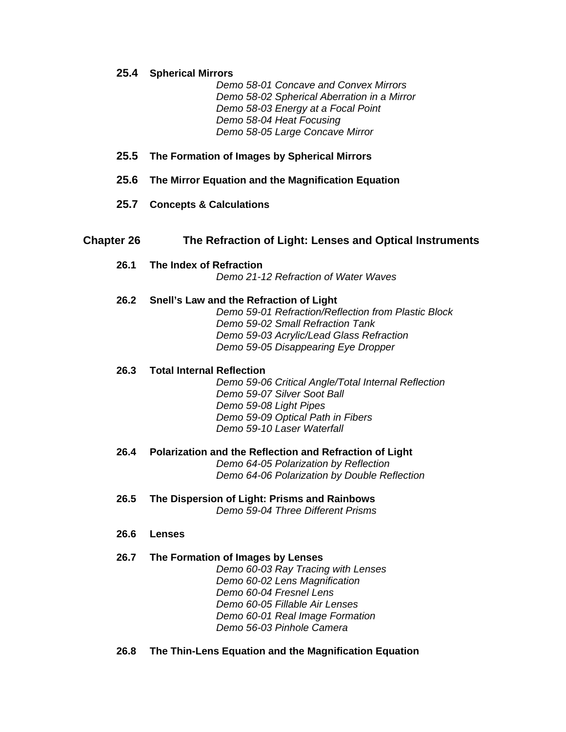### 25.4 Spherical Mirrors

*Demo 58-01 Concave and Convex Mirrors*
*Demo 58-02 Spherical Aberration in a Mirror*
*Demo 58-03 Energy at a Focal Point*
*Demo 58-04 Heat Focusing*
*Demo 58-05 Large Concave Mirror*

### 25.5 The Formation of Images by Spherical Mirrors

### 25.6 The Mirror Equation and the Magnification Equation

### 25.7 Concepts & Calculations

## Chapter 26 The Refraction of Light: Lenses and Optical Instruments

### 26.1 The Index of Refraction

*Demo 21-12 Refraction of Water Waves*

### 26.2 Snell's Law and the Refraction of Light

*Demo 59-01 Refraction/Reflection from Plastic Block*
*Demo 59-02 Small Refraction Tank*
*Demo 59-03 Acrylic/Lead Glass Refraction*
*Demo 59-05 Disappearing Eye Dropper*

### 26.3 Total Internal Reflection

*Demo 59-06 Critical Angle/Total Internal Reflection*
*Demo 59-07 Silver Soot Ball*
*Demo 59-08 Light Pipes*
*Demo 59-09 Optical Path in Fibers*
*Demo 59-10 Laser Waterfall*

### 26.4 Polarization and the Reflection and Refraction of Light

*Demo 64-05 Polarization by Reflection*
*Demo 64-06 Polarization by Double Reflection*

### 26.5 The Dispersion of Light: Prisms and Rainbows

*Demo 59-04 Three Different Prisms*

### 26.6 Lenses

### 26.7 The Formation of Images by Lenses

*Demo 60-03 Ray Tracing with Lenses*
*Demo 60-02 Lens Magnification*
*Demo 60-04 Fresnel Lens*
*Demo 60-05 Fillable Air Lenses*
*Demo 60-01 Real Image Formation*
*Demo 56-03 Pinhole Camera*

### 26.8 The Thin-Lens Equation and the Magnification Equation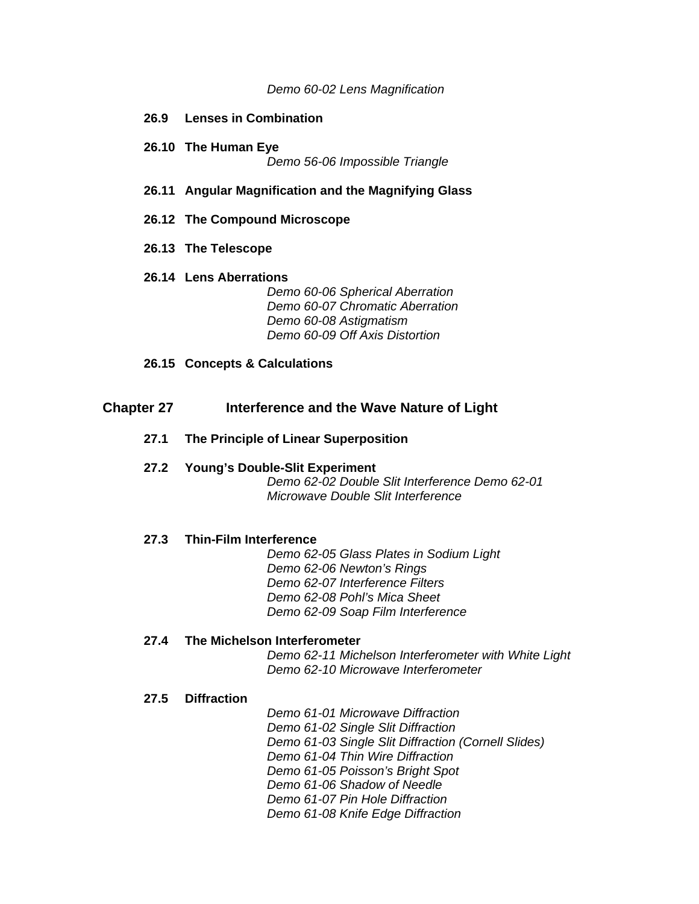*Demo 60-02 Lens Magnification*

**26.9 Lenses in Combination**

**26.10 The Human Eye**

*Demo 56-06 Impossible Triangle*

**26.11 Angular Magnification and the Magnifying Glass**

**26.12 The Compound Microscope**

**26.13 The Telescope**

**26.14 Lens Aberrations**

*Demo 60-06 Spherical Aberration*
*Demo 60-07 Chromatic Aberration*
*Demo 60-08 Astigmatism*
*Demo 60-09 Off Axis Distortion*

**26.15 Concepts & Calculations**

## Chapter 27 Interference and the Wave Nature of Light

**27.1 The Principle of Linear Superposition**

**27.2 Young's Double-Slit Experiment**

*Demo 62-02 Double Slit Interference Demo 62-01*
*Microwave Double Slit Interference*

**27.3 Thin-Film Interference**

*Demo 62-05 Glass Plates in Sodium Light*
*Demo 62-06 Newton's Rings*
*Demo 62-07 Interference Filters*
*Demo 62-08 Pohl's Mica Sheet*
*Demo 62-09 Soap Film Interference*

**27.4 The Michelson Interferometer**

*Demo 62-11 Michelson Interferometer with White Light*
*Demo 62-10 Microwave Interferometer*

**27.5 Diffraction**

*Demo 61-01 Microwave Diffraction*
*Demo 61-02 Single Slit Diffraction*
*Demo 61-03 Single Slit Diffraction (Cornell Slides)*
*Demo 61-04 Thin Wire Diffraction*
*Demo 61-05 Poisson's Bright Spot*
*Demo 61-06 Shadow of Needle*
*Demo 61-07 Pin Hole Diffraction*
*Demo 61-08 Knife Edge Diffraction*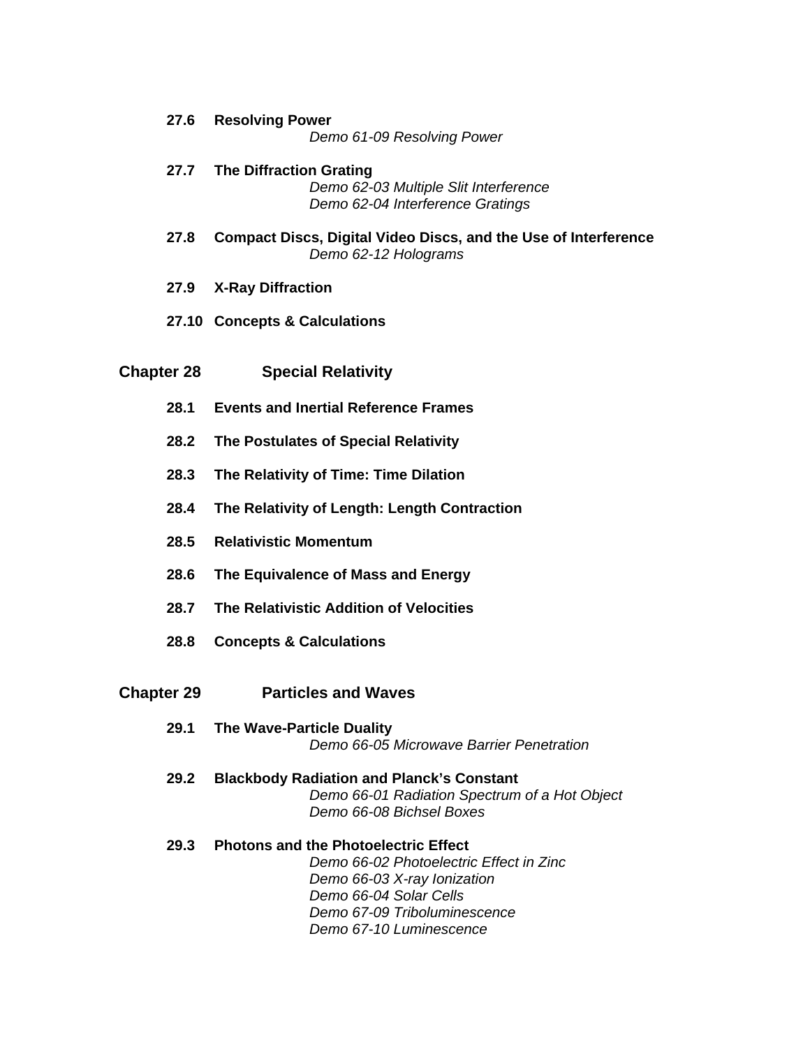**27.6 Resolving Power**

*Demo 61-09 Resolving Power*

**27.7 The Diffraction Grating**

*Demo 62-03 Multiple Slit Interference*
*Demo 62-04 Interference Gratings*

**27.8 Compact Discs, Digital Video Discs, and the Use of Interference**

*Demo 62-12 Holograms*

**27.9 X-Ray Diffraction**

**27.10 Concepts & Calculations**

## Chapter 28 Special Relativity

**28.1 Events and Inertial Reference Frames**

**28.2 The Postulates of Special Relativity**

**28.3 The Relativity of Time: Time Dilation**

**28.4 The Relativity of Length: Length Contraction**

**28.5 Relativistic Momentum**

**28.6 The Equivalence of Mass and Energy**

**28.7 The Relativistic Addition of Velocities**

**28.8 Concepts & Calculations**

## Chapter 29 Particles and Waves

**29.1 The Wave-Particle Duality**

*Demo 66-05 Microwave Barrier Penetration*

**29.2 Blackbody Radiation and Planck's Constant**

*Demo 66-01 Radiation Spectrum of a Hot Object*
*Demo 66-08 Bichsel Boxes*

**29.3 Photons and the Photoelectric Effect**

*Demo 66-02 Photoelectric Effect in Zinc*
*Demo 66-03 X-ray Ionization*
*Demo 66-04 Solar Cells*
*Demo 67-09 Triboluminescence*
*Demo 67-10 Luminescence*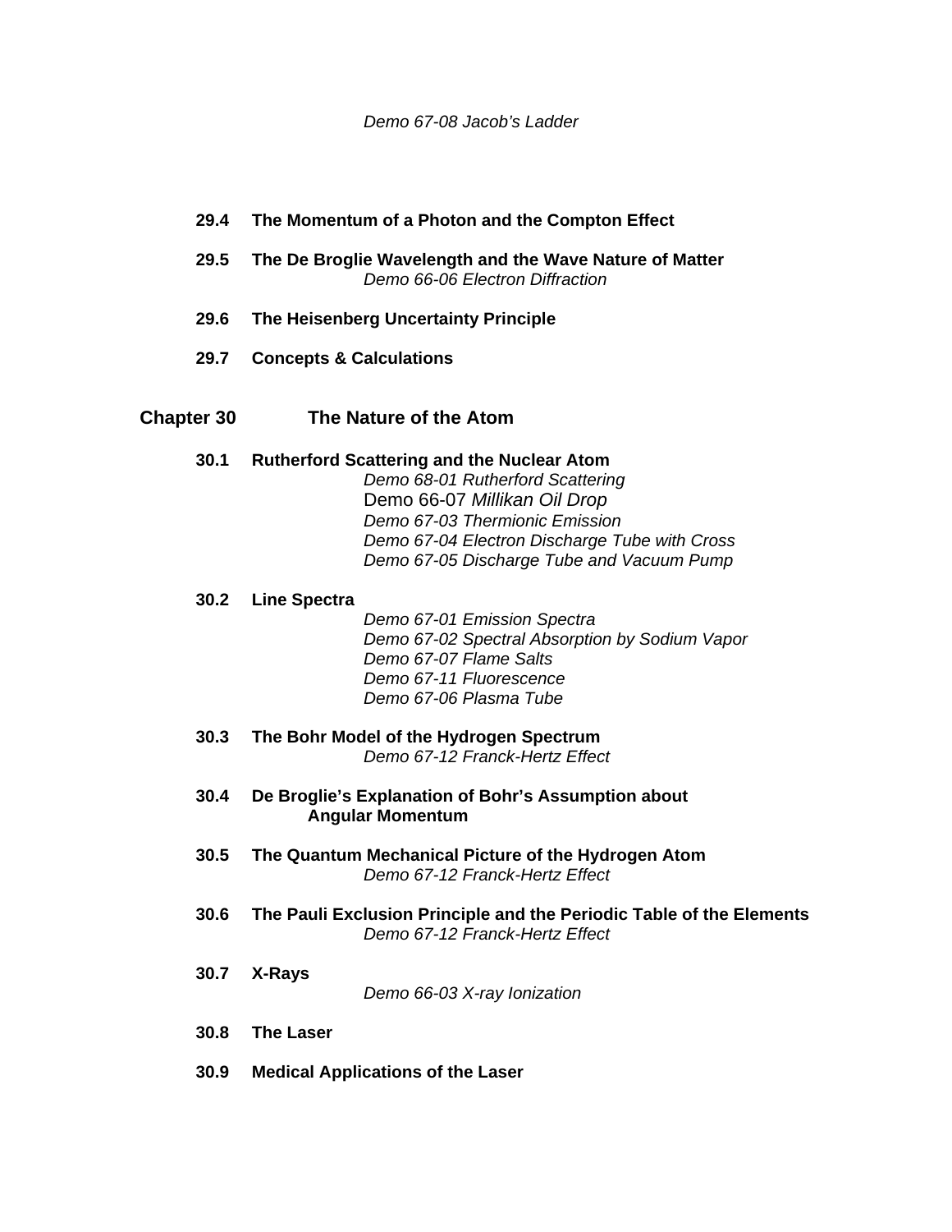*Demo 67-08 Jacob's Ladder*

**29.4 The Momentum of a Photon and the Compton Effect**

**29.5 The De Broglie Wavelength and the Wave Nature of Matter**

*Demo 66-06 Electron Diffraction*

**29.6 The Heisenberg Uncertainty Principle**

**29.7 Concepts & Calculations**

## Chapter 30 The Nature of the Atom

**30.1 Rutherford Scattering and the Nuclear Atom**

*Demo 68-01 Rutherford Scattering*
Demo 66-07 *Millikan Oil Drop*
*Demo 67-03 Thermionic Emission*
*Demo 67-04 Electron Discharge Tube with Cross*
*Demo 67-05 Discharge Tube and Vacuum Pump*

**30.2 Line Spectra**

*Demo 67-01 Emission Spectra*
*Demo 67-02 Spectral Absorption by Sodium Vapor*
*Demo 67-07 Flame Salts*
*Demo 67-11 Fluorescence*
*Demo 67-06 Plasma Tube*

**30.3 The Bohr Model of the Hydrogen Spectrum**

*Demo 67-12 Franck-Hertz Effect*

**30.4 De Broglie's Explanation of Bohr's Assumption about Angular Momentum**

**30.5 The Quantum Mechanical Picture of the Hydrogen Atom**

*Demo 67-12 Franck-Hertz Effect*

**30.6 The Pauli Exclusion Principle and the Periodic Table of the Elements**

*Demo 67-12 Franck-Hertz Effect*

**30.7 X-Rays**

*Demo 66-03 X-ray Ionization*

**30.8 The Laser**

**30.9 Medical Applications of the Laser**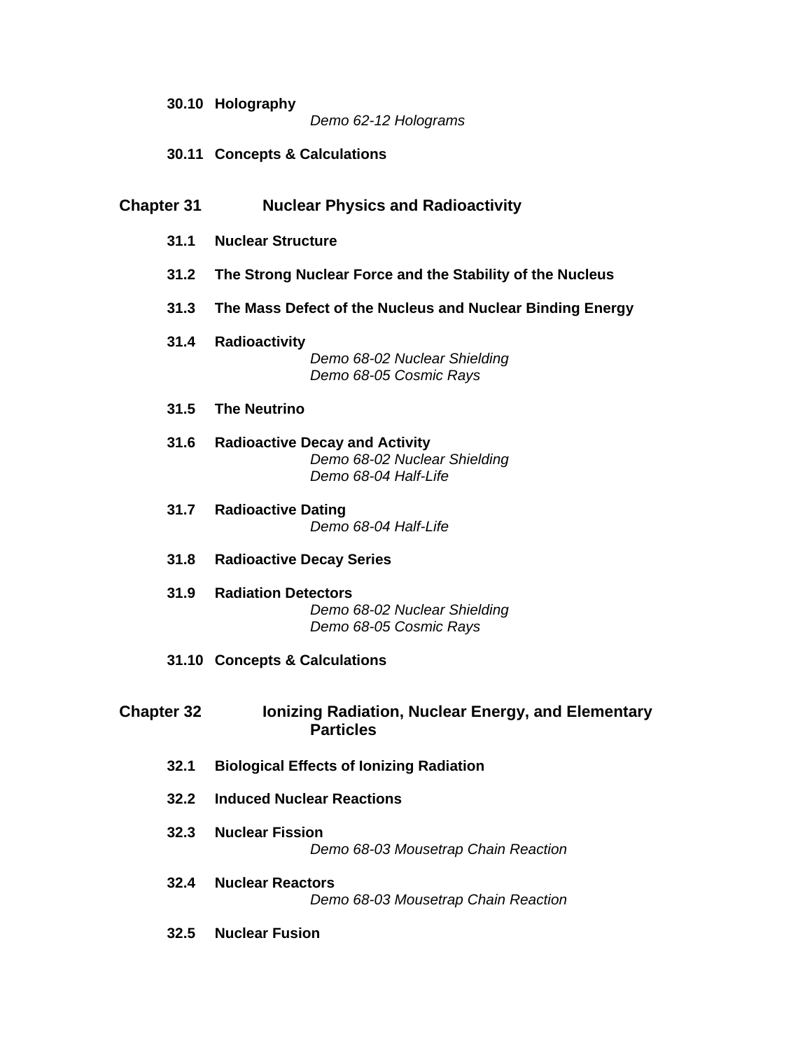**30.10 Holography**

*Demo 62-12 Holograms*

**30.11 Concepts & Calculations**

## Chapter 31 Nuclear Physics and Radioactivity

**31.1 Nuclear Structure**

**31.2 The Strong Nuclear Force and the Stability of the Nucleus**

**31.3 The Mass Defect of the Nucleus and Nuclear Binding Energy**

**31.4 Radioactivity**

*Demo 68-02 Nuclear Shielding*
*Demo 68-05 Cosmic Rays*

**31.5 The Neutrino**

**31.6 Radioactive Decay and Activity**

*Demo 68-02 Nuclear Shielding*
*Demo 68-04 Half-Life*

**31.7 Radioactive Dating**

*Demo 68-04 Half-Life*

**31.8 Radioactive Decay Series**

**31.9 Radiation Detectors**

*Demo 68-02 Nuclear Shielding*
*Demo 68-05 Cosmic Rays*

**31.10 Concepts & Calculations**

## Chapter 32 Ionizing Radiation, Nuclear Energy, and Elementary Particles

**32.1 Biological Effects of Ionizing Radiation**

**32.2 Induced Nuclear Reactions**

**32.3 Nuclear Fission**

*Demo 68-03 Mousetrap Chain Reaction*

**32.4 Nuclear Reactors**

*Demo 68-03 Mousetrap Chain Reaction*

**32.5 Nuclear Fusion**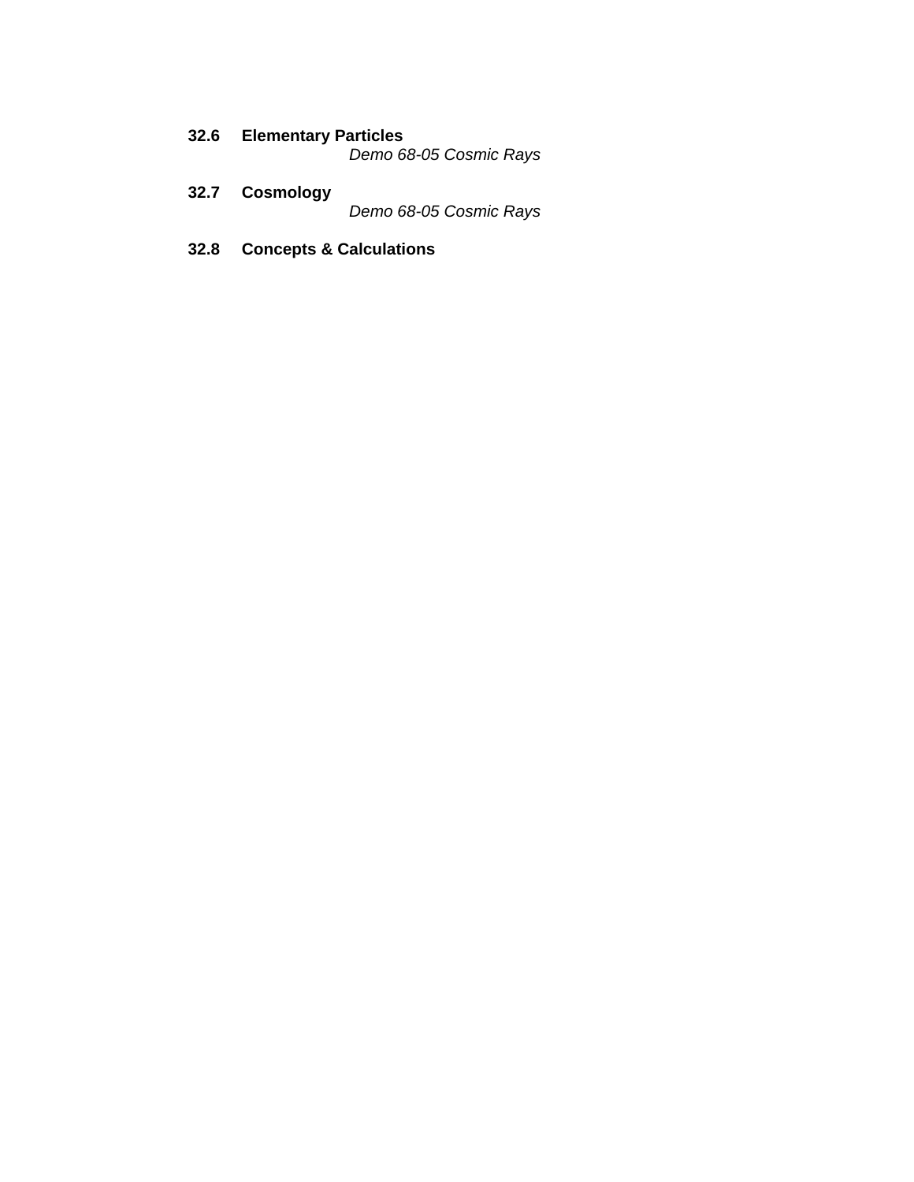**32.6 Elementary Particles**

*Demo 68-05 Cosmic Rays*

**32.7 Cosmology**

*Demo 68-05 Cosmic Rays*

**32.8 Concepts & Calculations**